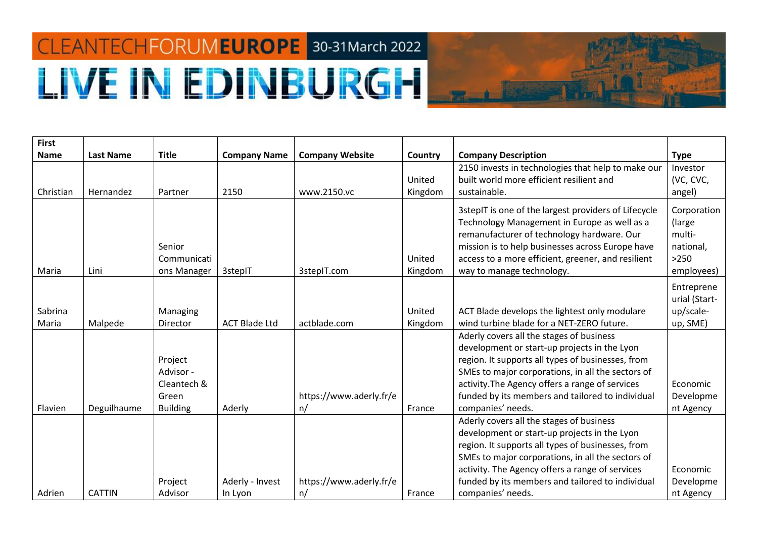# CLEANTECHFORUMEUROPE 30-31March 2022

# LIVE IN EDINBURGH

| First Name | Last Name | Title | Company Name | Company Website | Country | Company Description | Type |
|---|---|---|---|---|---|---|---|
| Christian | Hernandez | Partner | 2150 | www.2150.vc | United Kingdom | 2150 invests in technologies that help to make our built world more efficient resilient and sustainable. | Investor (VC, CVC, angel) |
| Maria | Lini | Senior Communications Manager | 3stepIT | 3stepIT.com | United Kingdom | 3stepIT is one of the largest providers of Lifecycle Technology Management in Europe as well as a remanufacturer of technology hardware. Our mission is to help businesses across Europe have access to a more efficient, greener, and resilient way to manage technology. | Corporation (large multi-national, >250 employees) |
| Sabrina Maria | Malpede | Managing Director | ACT Blade Ltd | actblade.com | United Kingdom | ACT Blade develops the lightest only modulare wind turbine blade for a NET-ZERO future. | Entrepreneurial (Start-up/scale-up, SME) |
| Flavien | Deguilhaume | Project Advisor - Cleantech & Green Building | Aderly | https://www.aderly.fr/en/ | France | Aderly covers all the stages of business development or start-up projects in the Lyon region. It supports all types of businesses, from SMEs to major corporations, in all the sectors of activity.The Agency offers a range of services funded by its members and tailored to individual companies' needs. | Economic Development Agency |
| Adrien | CATTIN | Project Advisor | Aderly - Invest In Lyon | https://www.aderly.fr/en/ | France | Aderly covers all the stages of business development or start-up projects in the Lyon region. It supports all types of businesses, from SMEs to major corporations, in all the sectors of activity. The Agency offers a range of services funded by its members and tailored to individual companies' needs. | Economic Development Agency |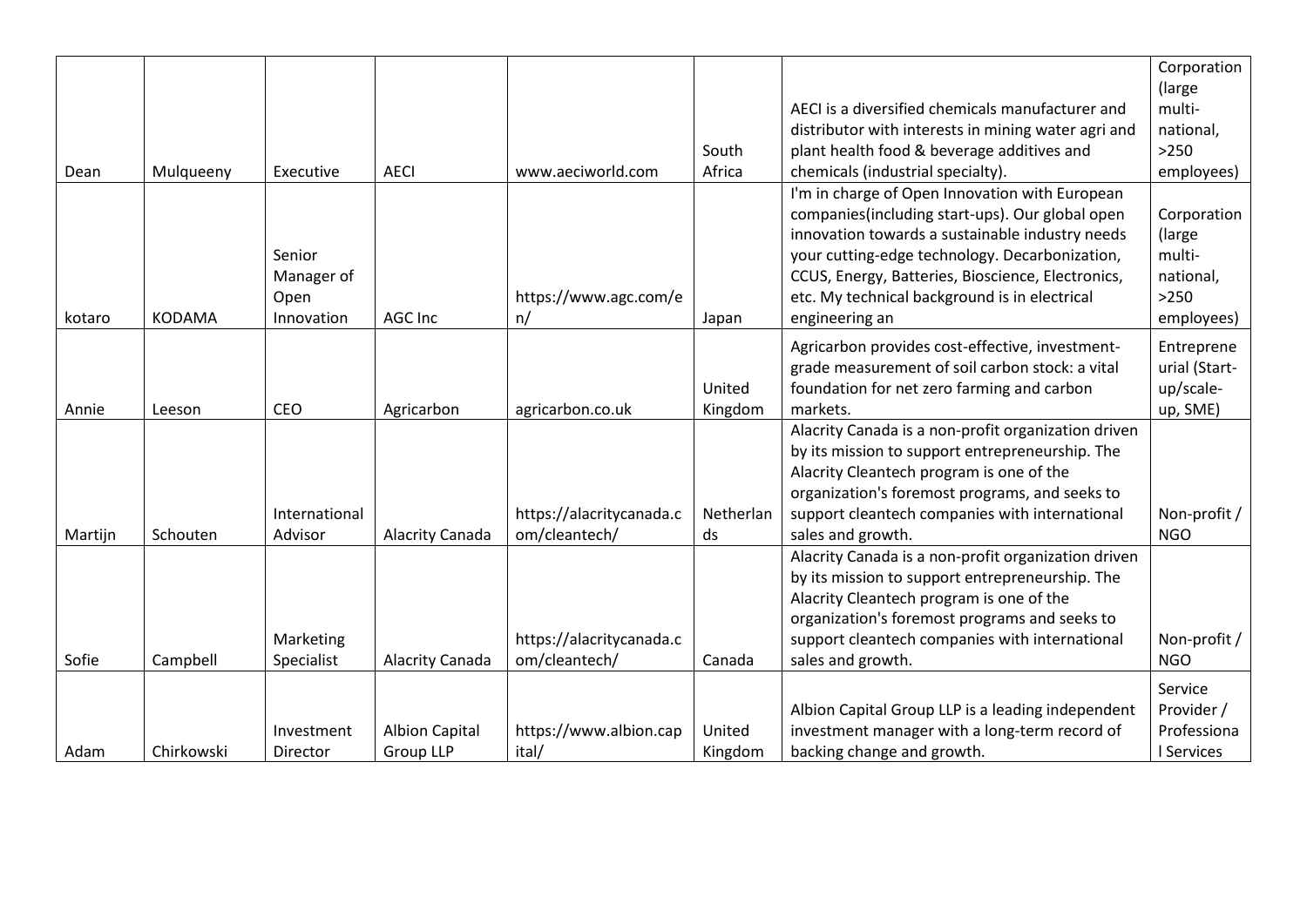| | | | | | | | |
|---|---|---|---|---|---|---|---|
| Dean | Mulqueeny | Executive | AECI | www.aeciworld.com | South Africa | AECI is a diversified chemicals manufacturer and distributor with interests in mining water agri and plant health food & beverage additives and chemicals (industrial specialty). | Corporation (large multi-national, >250 employees) |
| kotaro | KODAMA | Senior Manager of Open Innovation | AGC Inc | https://www.agc.com/en/ | Japan | I'm in charge of Open Innovation with European companies(including start-ups). Our global open innovation towards a sustainable industry needs your cutting-edge technology. Decarbonization, CCUS, Energy, Batteries, Bioscience, Electronics, etc. My technical background is in electrical engineering an | Corporation (large multi-national, >250 employees) |
| Annie | Leeson | CEO | Agricarbon | agricarbon.co.uk | United Kingdom | Agricarbon provides cost-effective, investment-grade measurement of soil carbon stock: a vital foundation for net zero farming and carbon markets. | Entrepreneurial (Start-up/scale-up, SME) |
| Martijn | Schouten | International Advisor | Alacrity Canada | https://alacritycanada.com/cleantech/ | Netherlands | Alacrity Canada is a non-profit organization driven by its mission to support entrepreneurship. The Alacrity Cleantech program is one of the organization's foremost programs, and seeks to support cleantech companies with international sales and growth. | Non-profit / NGO |
| Sofie | Campbell | Marketing Specialist | Alacrity Canada | https://alacritycanada.com/cleantech/ | Canada | Alacrity Canada is a non-profit organization driven by its mission to support entrepreneurship. The Alacrity Cleantech program is one of the organization's foremost programs and seeks to support cleantech companies with international sales and growth. | Non-profit / NGO |
| Adam | Chirkowski | Investment Director | Albion Capital Group LLP | https://www.albion.capital/ | United Kingdom | Albion Capital Group LLP is a leading independent investment manager with a long-term record of backing change and growth. | Service Provider / Professional Services |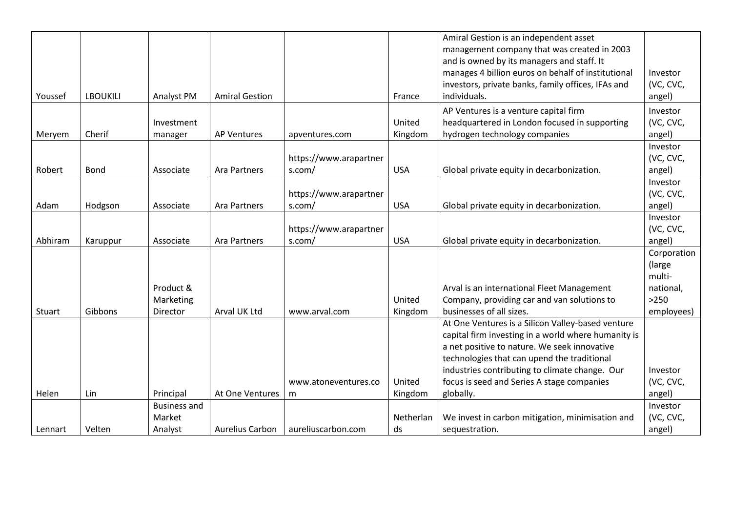| | | | | | | | |
|---|---|---|---|---|---|---|---|
| Youssef | LBOUKILI | Analyst PM | Amiral Gestion | | France | Amiral Gestion is an independent asset management company that was created in 2003 and is owned by its managers and staff. It manages 4 billion euros on behalf of institutional investors, private banks, family offices, IFAs and individuals. | Investor (VC, CVC, angel) |
| Meryem | Cherif | Investment manager | AP Ventures | apventures.com | United Kingdom | AP Ventures is a venture capital firm headquartered in London focused in supporting hydrogen technology companies | Investor (VC, CVC, angel) |
| Robert | Bond | Associate | Ara Partners | https://www.arapartners.com/ | USA | Global private equity in decarbonization. | Investor (VC, CVC, angel) |
| Adam | Hodgson | Associate | Ara Partners | https://www.arapartners.com/ | USA | Global private equity in decarbonization. | Investor (VC, CVC, angel) |
| Abhiram | Karuppur | Associate | Ara Partners | https://www.arapartners.com/ | USA | Global private equity in decarbonization. | Investor (VC, CVC, angel) |
| Stuart | Gibbons | Product & Marketing Director | Arval UK Ltd | www.arval.com | United Kingdom | Arval is an international Fleet Management Company, providing car and van solutions to businesses of all sizes. | Corporation (large multi-national, >250 employees) |
| Helen | Lin | Principal | At One Ventures | www.atoneventures.com | United Kingdom | At One Ventures is a Silicon Valley-based venture capital firm investing in a world where humanity is a net positive to nature. We seek innovative technologies that can upend the traditional industries contributing to climate change. Our focus is seed and Series A stage companies globally. | Investor (VC, CVC, angel) |
| Lennart | Velten | Business and Market Analyst | Aurelius Carbon | aureliuscarbon.com | Netherlands | We invest in carbon mitigation, minimisation and sequestration. | Investor (VC, CVC, angel) |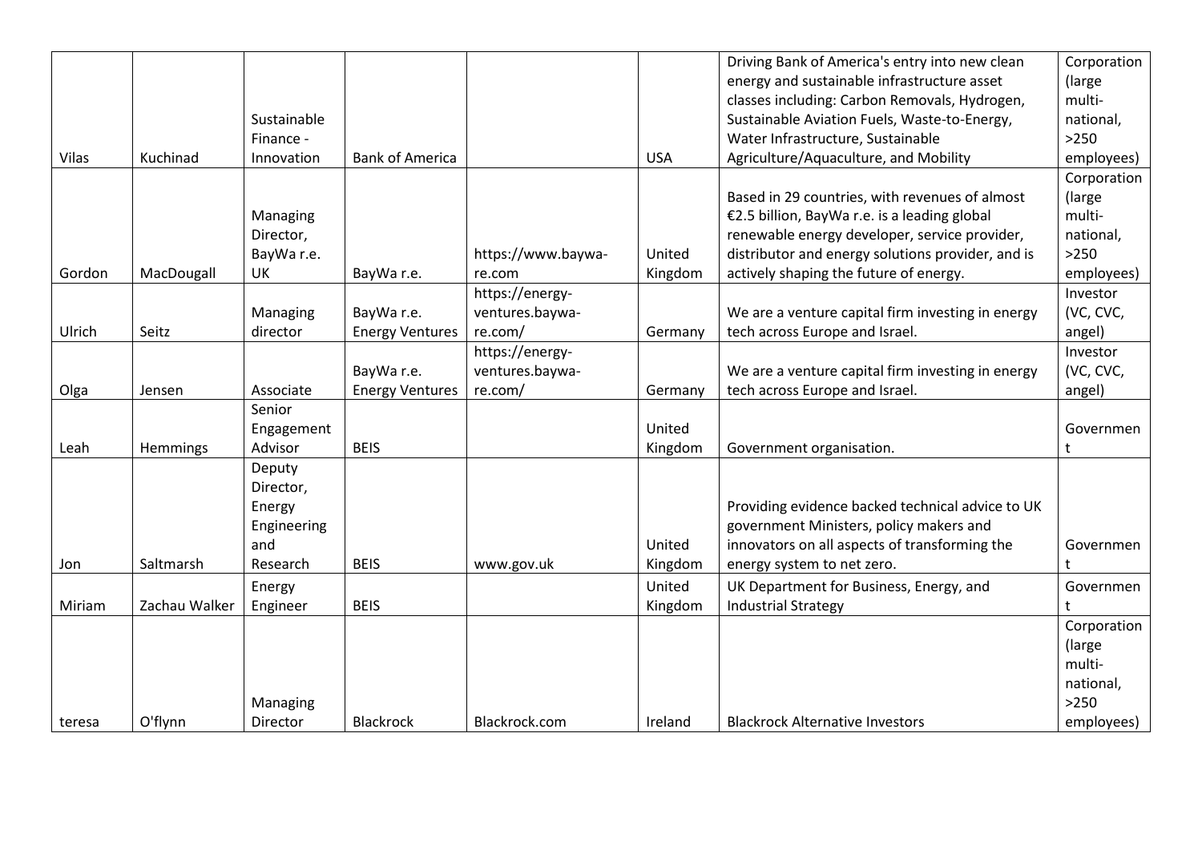| | | | | | | | |
|---|---|---|---|---|---|---|---|
| Vilas | Kuchinad | Sustainable Finance - Innovation | Bank of America | | USA | Driving Bank of America's entry into new clean energy and sustainable infrastructure asset classes including: Carbon Removals, Hydrogen, Sustainable Aviation Fuels, Waste-to-Energy, Water Infrastructure, Sustainable Agriculture/Aquaculture, and Mobility | Corporation (large multi-national, >250 employees) |
| Gordon | MacDougall | Managing Director, BayWa r.e. UK | BayWa r.e. | https://www.baywa-re.com | United Kingdom | Based in 29 countries, with revenues of almost €2.5 billion, BayWa r.e. is a leading global renewable energy developer, service provider, distributor and energy solutions provider, and is actively shaping the future of energy. | Corporation (large multi-national, >250 employees) |
| Ulrich | Seitz | Managing director | BayWa r.e. Energy Ventures | https://energy-ventures.baywa-re.com/ | Germany | We are a venture capital firm investing in energy tech across Europe and Israel. | Investor (VC, CVC, angel) |
| Olga | Jensen | Associate | BayWa r.e. Energy Ventures | https://energy-ventures.baywa-re.com/ | Germany | We are a venture capital firm investing in energy tech across Europe and Israel. | Investor (VC, CVC, angel) |
| Leah | Hemmings | Senior Engagement Advisor | BEIS | | United Kingdom | Government organisation. | Government |
| Jon | Saltmarsh | Deputy Director, Energy Engineering and Research | BEIS | www.gov.uk | United Kingdom | Providing evidence backed technical advice to UK government Ministers, policy makers and innovators on all aspects of transforming the energy system to net zero. | Government |
| Miriam | Zachau Walker | Energy Engineer | BEIS | | United Kingdom | UK Department for Business, Energy, and Industrial Strategy | Government |
| teresa | O'flynn | Managing Director | Blackrock | Blackrock.com | Ireland | Blackrock Alternative Investors | Corporation (large multi-national, >250 employees) |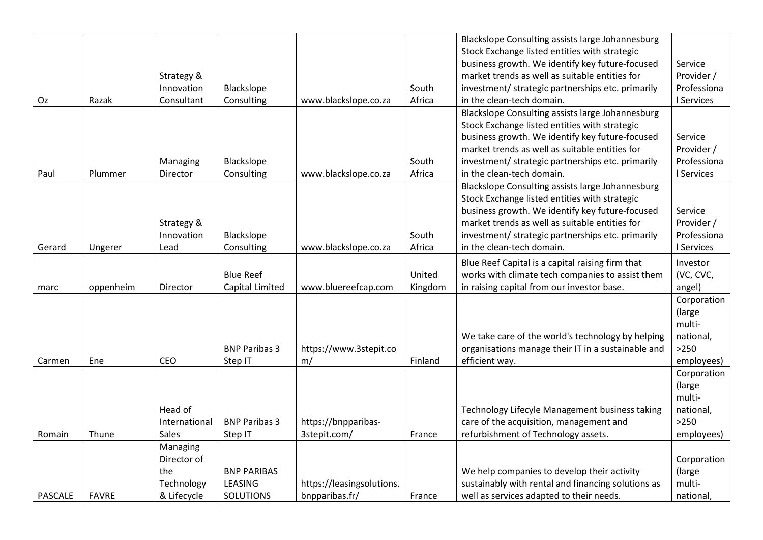| | | | | | | | |
|---|---|---|---|---|---|---|---|
| Oz | Razak | Strategy & Innovation Consultant | Blackslope Consulting | www.blackslope.co.za | South Africa | Blackslope Consulting assists large Johannesburg Stock Exchange listed entities with strategic business growth. We identify key future-focused market trends as well as suitable entities for investment/ strategic partnerships etc. primarily in the clean-tech domain. | Service Provider / Professional Services |
| Paul | Plummer | Managing Director | Blackslope Consulting | www.blackslope.co.za | South Africa | Blackslope Consulting assists large Johannesburg Stock Exchange listed entities with strategic business growth. We identify key future-focused market trends as well as suitable entities for investment/ strategic partnerships etc. primarily in the clean-tech domain. | Service Provider / Professional Services |
| Gerard | Ungerer | Strategy & Innovation Lead | Blackslope Consulting | www.blackslope.co.za | South Africa | Blackslope Consulting assists large Johannesburg Stock Exchange listed entities with strategic business growth. We identify key future-focused market trends as well as suitable entities for investment/ strategic partnerships etc. primarily in the clean-tech domain. | Service Provider / Professional Services |
| marc | oppenheim | Director | Blue Reef Capital Limited | www.bluereefcap.com | United Kingdom | Blue Reef Capital is a capital raising firm that works with climate tech companies to assist them in raising capital from our investor base. | Investor (VC, CVC, angel) |
| Carmen | Ene | CEO | BNP Paribas 3 Step IT | https://www.3stepit.com/ | Finland | We take care of the world's technology by helping organisations manage their IT in a sustainable and efficient way. | Corporation (large multi-national, >250 employees) |
| Romain | Thune | Head of International Sales | BNP Paribas 3 Step IT | https://bnpparibas-3stepit.com/ | France | Technology Lifecycle Management business taking care of the acquisition, management and refurbishment of Technology assets. | Corporation (large multi-national, >250 employees) |
| PASCALE | FAVRE | Managing Director of the Technology & Lifecycle | BNP PARIBAS LEASING SOLUTIONS | https://leasingsolutions.bnpparibas.fr/ | France | We help companies to develop their activity sustainably with rental and financing solutions as well as services adapted to their needs. | Corporation (large multi-national, |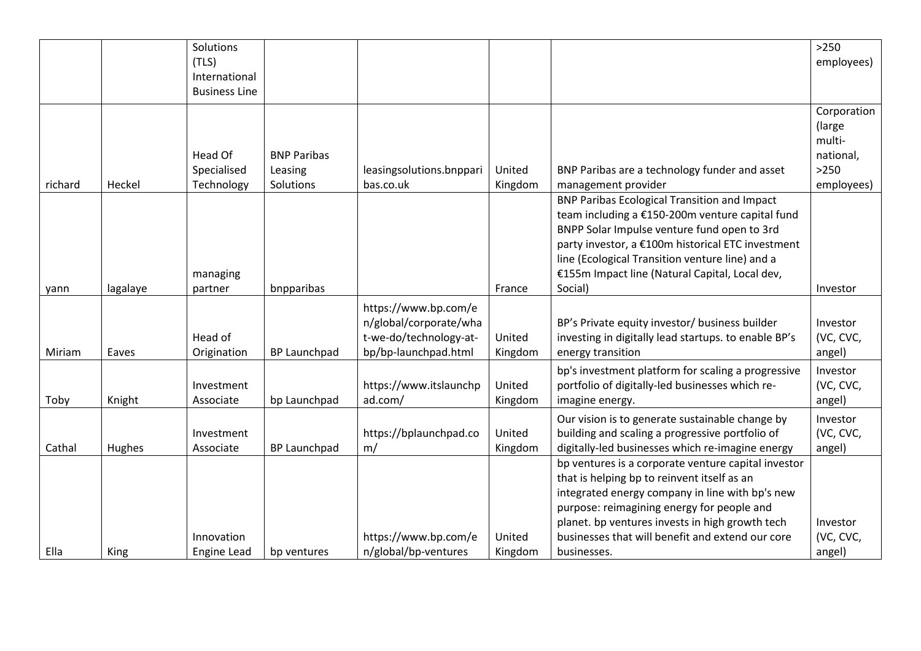| | | | | | | | |
|---|---|---|---|---|---|---|---|
| | | Solutions (TLS) International Business Line | | | | | >250 employees) |
| richard | Heckel | Head Of Specialised Technology | BNP Paribas Leasing Solutions | leasingsolutions.bnpparibas.co.uk | United Kingdom | BNP Paribas are a technology funder and asset management provider | Corporation (large multi-national, >250 employees) |
| yann | lagalaye | managing partner | bnpparibas | | France | BNP Paribas Ecological Transition and Impact team including a €150-200m venture capital fund BNPP Solar Impulse venture fund open to 3rd party investor, a €100m historical ETC investment line (Ecological Transition venture line) and a €155m Impact line (Natural Capital, Local dev, Social) | Investor |
| Miriam | Eaves | Head of Origination | BP Launchpad | https://www.bp.com/en/global/corporate/what-we-do/technology-at-bp/bp-launchpad.html | United Kingdom | BP's Private equity investor/ business builder investing in digitally lead startups. to enable BP's energy transition | Investor (VC, CVC, angel) |
| Toby | Knight | Investment Associate | bp Launchpad | https://www.itslaunchpad.com/ | United Kingdom | bp's investment platform for scaling a progressive portfolio of digitally-led businesses which re-imagine energy. | Investor (VC, CVC, angel) |
| Cathal | Hughes | Investment Associate | BP Launchpad | https://bplaunchpad.com/ | United Kingdom | Our vision is to generate sustainable change by building and scaling a progressive portfolio of digitally-led businesses which re-imagine energy | Investor (VC, CVC, angel) |
| Ella | King | Innovation Engine Lead | bp ventures | https://www.bp.com/en/global/bp-ventures | United Kingdom | bp ventures is a corporate venture capital investor that is helping bp to reinvent itself as an integrated energy company in line with bp's new purpose: reimagining energy for people and planet. bp ventures invests in high growth tech businesses that will benefit and extend our core businesses. | Investor (VC, CVC, angel) |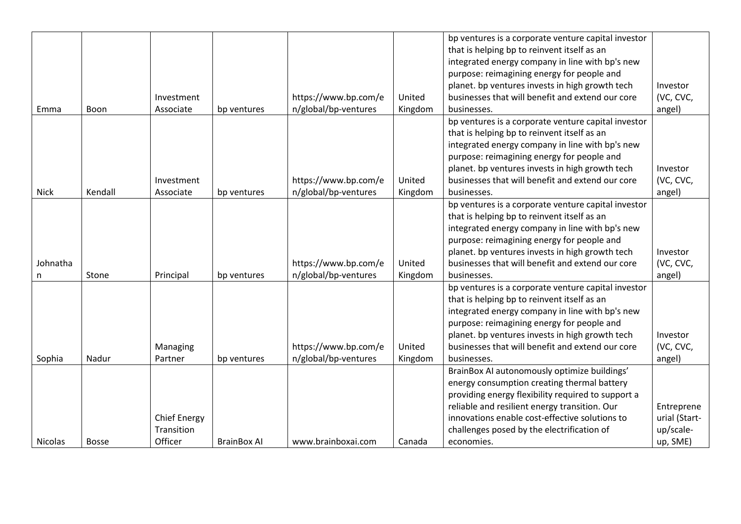| | | | | | | | |
|---|---|---|---|---|---|---|---|
| Emma | Boon | Investment Associate | bp ventures | https://www.bp.com/en/global/bp-ventures | United Kingdom | bp ventures is a corporate venture capital investor that is helping bp to reinvent itself as an integrated energy company in line with bp's new purpose: reimagining energy for people and planet. bp ventures invests in high growth tech businesses that will benefit and extend our core businesses. | Investor (VC, CVC, angel) |
| Nick | Kendall | Investment Associate | bp ventures | https://www.bp.com/en/global/bp-ventures | United Kingdom | bp ventures is a corporate venture capital investor that is helping bp to reinvent itself as an integrated energy company in line with bp's new purpose: reimagining energy for people and planet. bp ventures invests in high growth tech businesses that will benefit and extend our core businesses. | Investor (VC, CVC, angel) |
| Johnathan | Stone | Principal | bp ventures | https://www.bp.com/en/global/bp-ventures | United Kingdom | bp ventures is a corporate venture capital investor that is helping bp to reinvent itself as an integrated energy company in line with bp's new purpose: reimagining energy for people and planet. bp ventures invests in high growth tech businesses that will benefit and extend our core businesses. | Investor (VC, CVC, angel) |
| Sophia | Nadur | Managing Partner | bp ventures | https://www.bp.com/en/global/bp-ventures | United Kingdom | bp ventures is a corporate venture capital investor that is helping bp to reinvent itself as an integrated energy company in line with bp's new purpose: reimagining energy for people and planet. bp ventures invests in high growth tech businesses that will benefit and extend our core businesses. | Investor (VC, CVC, angel) |
| Nicolas | Bosse | Chief Energy Transition Officer | BrainBox AI | www.brainboxai.com | Canada | BrainBox AI autonomously optimize buildings' energy consumption creating thermal battery providing energy flexibility required to support a reliable and resilient energy transition. Our innovations enable cost-effective solutions to challenges posed by the electrification of economies. | Entrepreneurial (Start-up/scale-up, SME) |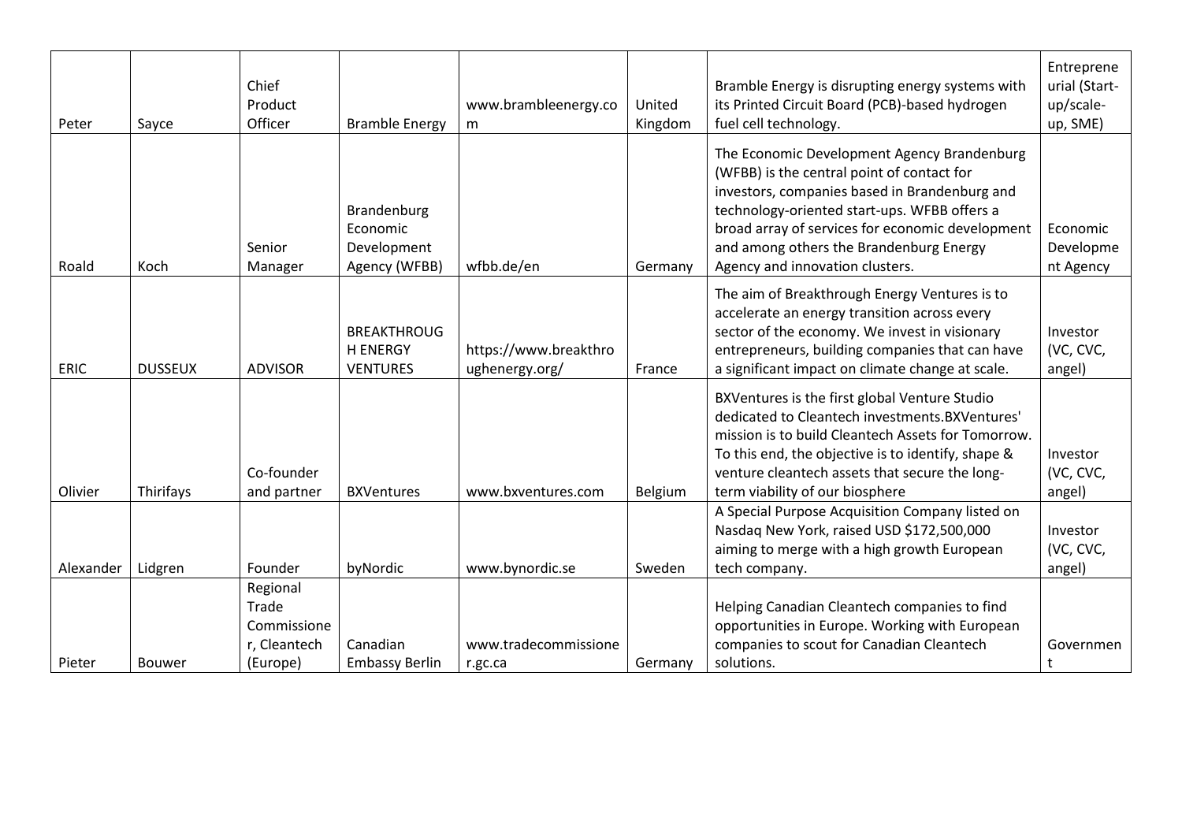| | | | | | | | |
|---|---|---|---|---|---|---|---|
| Peter | Sayce | Chief Product Officer | Bramble Energy | www.brambleenergy.com | United Kingdom | Bramble Energy is disrupting energy systems with its Printed Circuit Board (PCB)-based hydrogen fuel cell technology. | Entrepreneurial (Start-up/scale-up, SME) |
| Roald | Koch | Senior Manager | Brandenburg Economic Development Agency (WFBB) | wfbb.de/en | Germany | The Economic Development Agency Brandenburg (WFBB) is the central point of contact for investors, companies based in Brandenburg and technology-oriented start-ups. WFBB offers a broad array of services for economic development and among others the Brandenburg Energy Agency and innovation clusters. | Economic Development Agency |
| ERIC | DUSSEUX | ADVISOR | BREAKTHROUGH ENERGY VENTURES | https://www.breakthroughenergy.org/ | France | The aim of Breakthrough Energy Ventures is to accelerate an energy transition across every sector of the economy. We invest in visionary entrepreneurs, building companies that can have a significant impact on climate change at scale. | Investor (VC, CVC, angel) |
| Olivier | Thirifays | Co-founder and partner | BXVentures | www.bxventures.com | Belgium | BXVentures is the first global Venture Studio dedicated to Cleantech investments.BXVentures' mission is to build Cleantech Assets for Tomorrow. To this end, the objective is to identify, shape & venture cleantech assets that secure the long-term viability of our biosphere | Investor (VC, CVC, angel) |
| Alexander | Lidgren | Founder | byNordic | www.bynordic.se | Sweden | A Special Purpose Acquisition Company listed on Nasdaq New York, raised USD $172,500,000 aiming to merge with a high growth European tech company. | Investor (VC, CVC, angel) |
| Pieter | Bouwer | Regional Trade Commissioner, Cleantech (Europe) | Canadian Embassy Berlin | www.tradecommissioner.gc.ca | Germany | Helping Canadian Cleantech companies to find opportunities in Europe. Working with European companies to scout for Canadian Cleantech solutions. | Government |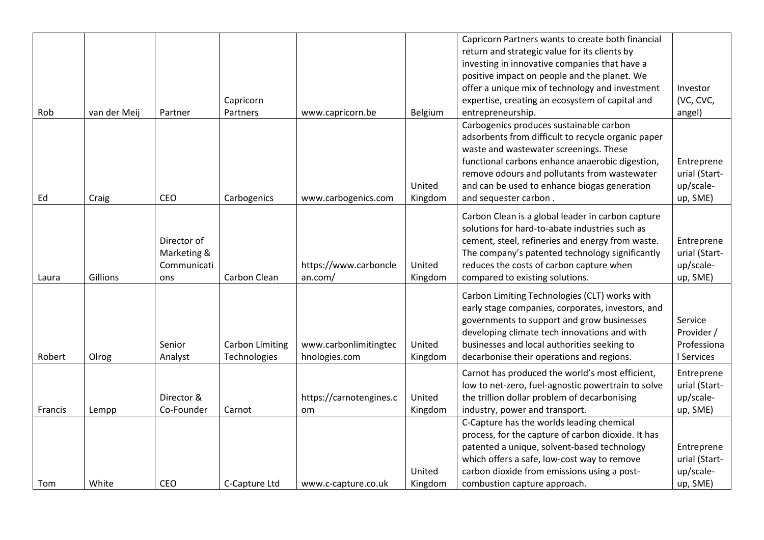| | | | | | | | |
|---|---|---|---|---|---|---|---|
| Rob | van der Meij | Partner | Capricorn Partners | www.capricorn.be | Belgium | Capricorn Partners wants to create both financial return and strategic value for its clients by investing in innovative companies that have a positive impact on people and the planet. We offer a unique mix of technology and investment expertise, creating an ecosystem of capital and entrepreneurship. | Investor (VC, CVC, angel) |
| Ed | Craig | CEO | Carbogenics | www.carbogenics.com | United Kingdom | Carbogenics produces sustainable carbon adsorbents from difficult to recycle organic paper waste and wastewater screenings. These functional carbons enhance anaerobic digestion, remove odours and pollutants from wastewater and can be used to enhance biogas generation and sequester carbon . | Entrepreneurial (Start-up/scale-up, SME) |
| Laura | Gillions | Director of Marketing & Communications | Carbon Clean | https://www.carbonclean.com/ | United Kingdom | Carbon Clean is a global leader in carbon capture solutions for hard-to-abate industries such as cement, steel, refineries and energy from waste. The company's patented technology significantly reduces the costs of carbon capture when compared to existing solutions. | Entrepreneurial (Start-up/scale-up, SME) |
| Robert | Olrog | Senior Analyst | Carbon Limiting Technologies | www.carbonlimitingtechnologies.com | United Kingdom | Carbon Limiting Technologies (CLT) works with early stage companies, corporates, investors, and governments to support and grow businesses developing climate tech innovations and with businesses and local authorities seeking to decarbonise their operations and regions. | Service Provider / Professional Services |
| Francis | Lempp | Director & Co-Founder | Carnot | https://carnotengines.com | United Kingdom | Carnot has produced the world's most efficient, low to net-zero, fuel-agnostic powertrain to solve the trillion dollar problem of decarbonising industry, power and transport. | Entrepreneurial (Start-up/scale-up, SME) |
| Tom | White | CEO | C-Capture Ltd | www.c-capture.co.uk | United Kingdom | C-Capture has the worlds leading chemical process, for the capture of carbon dioxide. It has patented a unique, solvent-based technology which offers a safe, low-cost way to remove carbon dioxide from emissions using a post-combustion capture approach. | Entrepreneurial (Start-up/scale-up, SME) |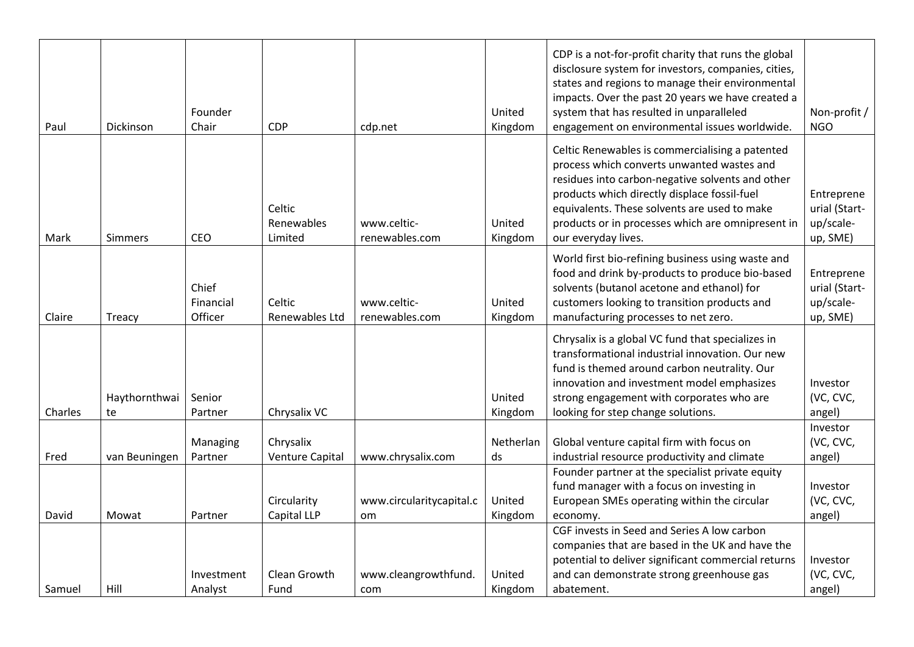| | | | | | | | |
|---|---|---|---|---|---|---|---|
| Paul | Dickinson | Founder Chair | CDP | cdp.net | United Kingdom | CDP is a not-for-profit charity that runs the global disclosure system for investors, companies, cities, states and regions to manage their environmental impacts. Over the past 20 years we have created a system that has resulted in unparalleled engagement on environmental issues worldwide. | Non-profit / NGO |
| Mark | Simmers | CEO | Celtic Renewables Limited | www.celtic-renewables.com | United Kingdom | Celtic Renewables is commercialising a patented process which converts unwanted wastes and residues into carbon-negative solvents and other products which directly displace fossil-fuel equivalents. These solvents are used to make products or in processes which are omnipresent in our everyday lives. | Entrepreneurial (Start-up/scale-up, SME) |
| Claire | Treacy | Chief Financial Officer | Celtic Renewables Ltd | www.celtic-renewables.com | United Kingdom | World first bio-refining business using waste and food and drink by-products to produce bio-based solvents (butanol acetone and ethanol) for customers looking to transition products and manufacturing processes to net zero. | Entrepreneurial (Start-up/scale-up, SME) |
| Charles | Haythornthwaite | Senior Partner | Chrysalix VC | | United Kingdom | Chrysalix is a global VC fund that specializes in transformational industrial innovation. Our new fund is themed around carbon neutrality. Our innovation and investment model emphasizes strong engagement with corporates who are looking for step change solutions. | Investor (VC, CVC, angel) |
| Fred | van Beuningen | Managing Partner | Chrysalix Venture Capital | www.chrysalix.com | Netherlands | Global venture capital firm with focus on industrial resource productivity and climate | Investor (VC, CVC, angel) |
| David | Mowat | Partner | Circularity Capital LLP | www.circularitycapital.com | United Kingdom | Founder partner at the specialist private equity fund manager with a focus on investing in European SMEs operating within the circular economy. | Investor (VC, CVC, angel) |
| Samuel | Hill | Investment Analyst | Clean Growth Fund | www.cleangrowthfund.com | United Kingdom | CGF invests in Seed and Series A low carbon companies that are based in the UK and have the potential to deliver significant commercial returns and can demonstrate strong greenhouse gas abatement. | Investor (VC, CVC, angel) |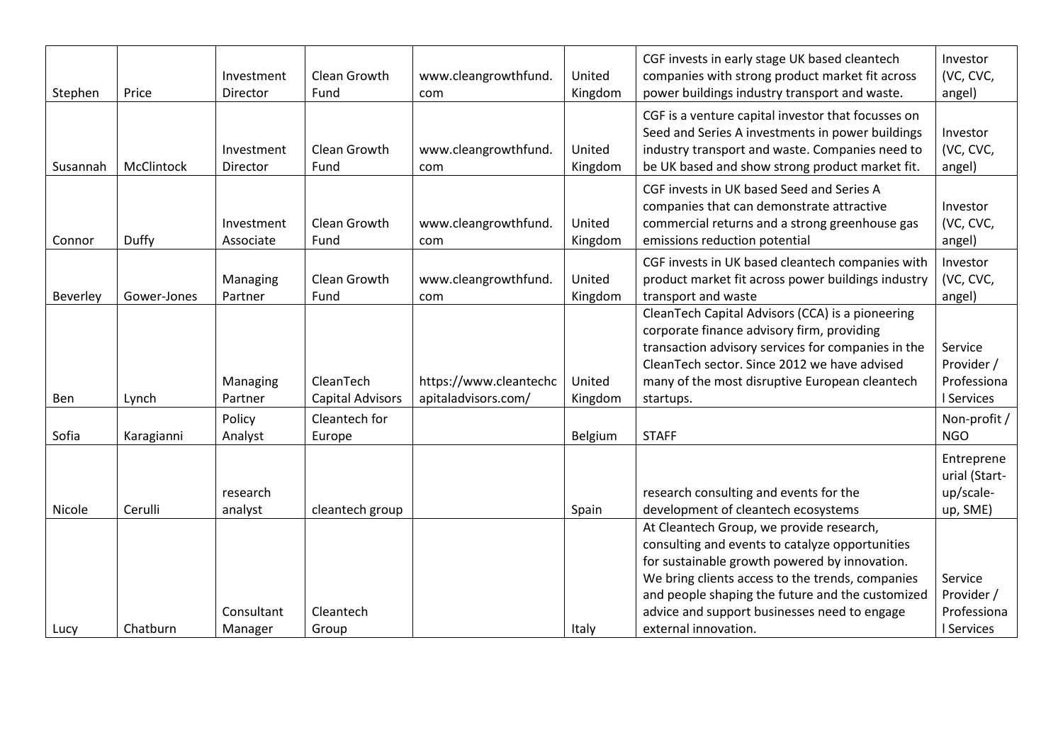| | | | | | | | |
|---|---|---|---|---|---|---|---|
| Stephen | Price | Investment Director | Clean Growth Fund | www.cleangrowthfund.com | United Kingdom | CGF invests in early stage UK based cleantech companies with strong product market fit across power buildings industry transport and waste. | Investor (VC, CVC, angel) |
| Susannah | McClintock | Investment Director | Clean Growth Fund | www.cleangrowthfund.com | United Kingdom | CGF is a venture capital investor that focusses on Seed and Series A investments in power buildings industry transport and waste. Companies need to be UK based and show strong product market fit. | Investor (VC, CVC, angel) |
| Connor | Duffy | Investment Associate | Clean Growth Fund | www.cleangrowthfund.com | United Kingdom | CGF invests in UK based Seed and Series A companies that can demonstrate attractive commercial returns and a strong greenhouse gas emissions reduction potential | Investor (VC, CVC, angel) |
| Beverley | Gower-Jones | Managing Partner | Clean Growth Fund | www.cleangrowthfund.com | United Kingdom | CGF invests in UK based cleantech companies with product market fit across power buildings industry transport and waste | Investor (VC, CVC, angel) |
| Ben | Lynch | Managing Partner | CleanTech Capital Advisors | https://www.cleantechcapitaladvisors.com/ | United Kingdom | CleanTech Capital Advisors (CCA) is a pioneering corporate finance advisory firm, providing transaction advisory services for companies in the CleanTech sector. Since 2012 we have advised many of the most disruptive European cleantech startups. | Service Provider / Professional Services |
| Sofia | Karagianni | Policy Analyst | Cleantech for Europe | | Belgium | STAFF | Non-profit / NGO |
| Nicole | Cerulli | research analyst | cleantech group | | Spain | research consulting and events for the development of cleantech ecosystems | Entrepreneurial (Start-up/scale-up, SME) |
| Lucy | Chatburn | Consultant Manager | Cleantech Group | | Italy | At Cleantech Group, we provide research, consulting and events to catalyze opportunities for sustainable growth powered by innovation. We bring clients access to the trends, companies and people shaping the future and the customized advice and support businesses need to engage external innovation. | Service Provider / Professional Services |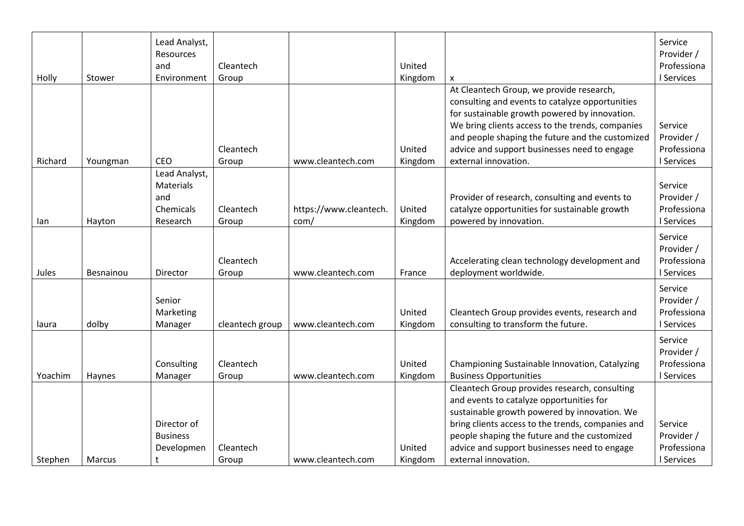| | | | | | | | |
|---|---|---|---|---|---|---|---|
| Holly | Stower | Lead Analyst, Resources and Environment | Cleantech Group | | United Kingdom | x | Service Provider / Professional Services |
| Richard | Youngman | CEO | Cleantech Group | www.cleantech.com | United Kingdom | At Cleantech Group, we provide research, consulting and events to catalyze opportunities for sustainable growth powered by innovation. We bring clients access to the trends, companies and people shaping the future and the customized advice and support businesses need to engage external innovation. | Service Provider / Professional Services |
| Ian | Hayton | Lead Analyst, Materials and Chemicals Research | Cleantech Group | https://www.cleantech.com/ | United Kingdom | Provider of research, consulting and events to catalyze opportunities for sustainable growth powered by innovation. | Service Provider / Professional Services |
| Jules | Besnainou | Director | Cleantech Group | www.cleantech.com | France | Accelerating clean technology development and deployment worldwide. | Service Provider / Professional Services |
| laura | dolby | Senior Marketing Manager | cleantech group | www.cleantech.com | United Kingdom | Cleantech Group provides events, research and consulting to transform the future. | Service Provider / Professional Services |
| Yoachim | Haynes | Consulting Manager | Cleantech Group | www.cleantech.com | United Kingdom | Championing Sustainable Innovation, Catalyzing Business Opportunities | Service Provider / Professional Services |
| Stephen | Marcus | Director of Business Development | Cleantech Group | www.cleantech.com | United Kingdom | Cleantech Group provides research, consulting and events to catalyze opportunities for sustainable growth powered by innovation. We bring clients access to the trends, companies and people shaping the future and the customized advice and support businesses need to engage external innovation. | Service Provider / Professional Services |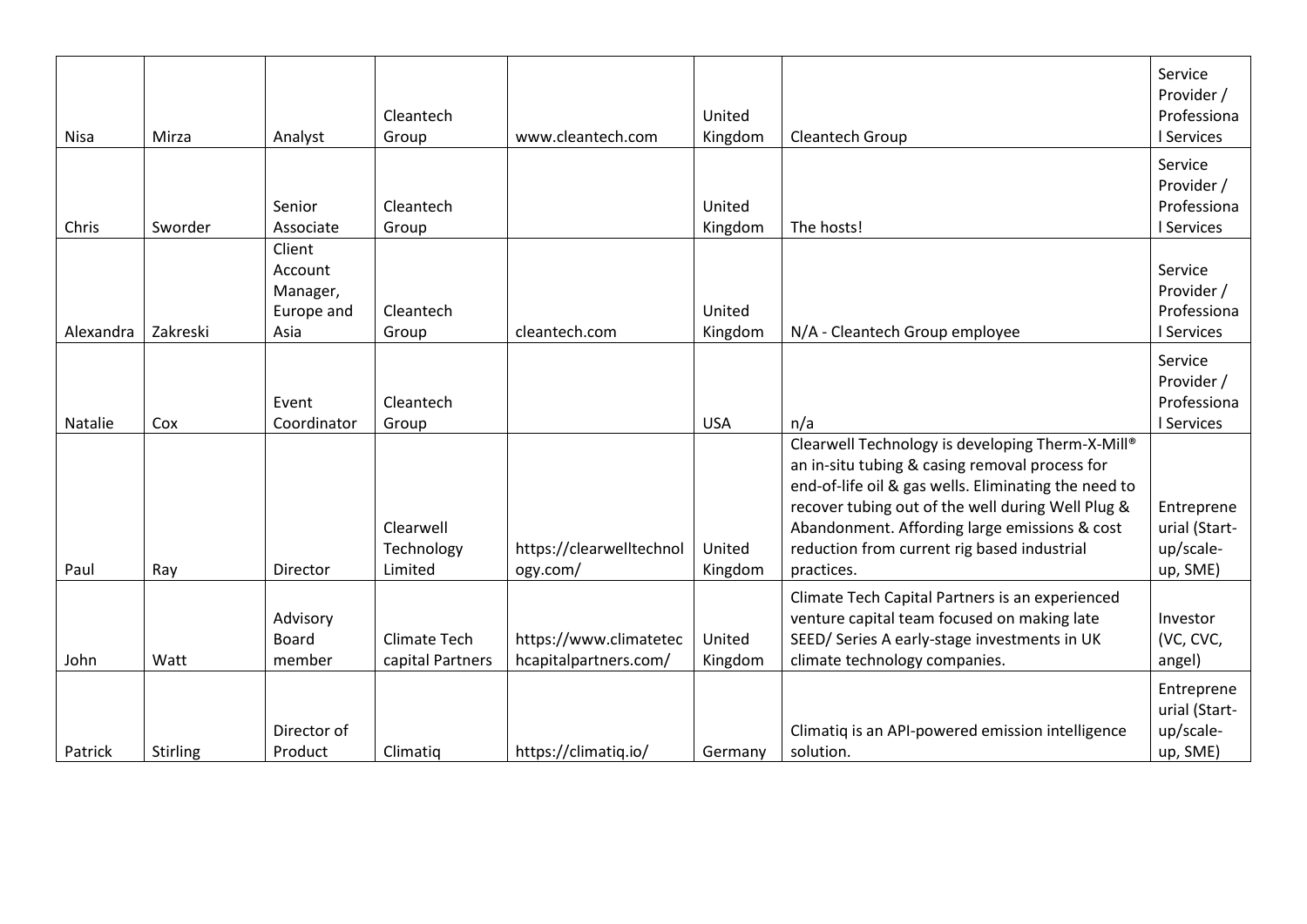| Nisa | Mirza | Analyst | Cleantech Group | www.cleantech.com | United Kingdom | Cleantech Group | Service Provider / Professional Services |
|---|---|---|---|---|---|---|---|
| Chris | Sworder | Senior Associate | Cleantech Group | | United Kingdom | The hosts! | Service Provider / Professional Services |
| Alexandra | Zakreski | Client Account Manager, Europe and Asia | Cleantech Group | cleantech.com | United Kingdom | N/A - Cleantech Group employee | Service Provider / Professional Services |
| Natalie | Cox | Event Coordinator | Cleantech Group | | USA | n/a | Service Provider / Professional Services |
| Paul | Ray | Director | Clearwell Technology Limited | https://clearwelltechnology.com/ | United Kingdom | Clearwell Technology is developing Therm-X-Mill® an in-situ tubing & casing removal process for end-of-life oil & gas wells. Eliminating the need to recover tubing out of the well during Well Plug & Abandonment. Affording large emissions & cost reduction from current rig based industrial practices. | Entrepreneurial (Start-up/scale-up, SME) |
| John | Watt | Advisory Board member | Climate Tech capital Partners | https://www.climatetechcapitalpartners.com/ | United Kingdom | Climate Tech Capital Partners is an experienced venture capital team focused on making late SEED/ Series A early-stage investments in UK climate technology companies. | Investor (VC, CVC, angel) |
| Patrick | Stirling | Director of Product | Climatiq | https://climatiq.io/ | Germany | Climatiq is an API-powered emission intelligence solution. | Entrepreneurial (Start-up/scale-up, SME) |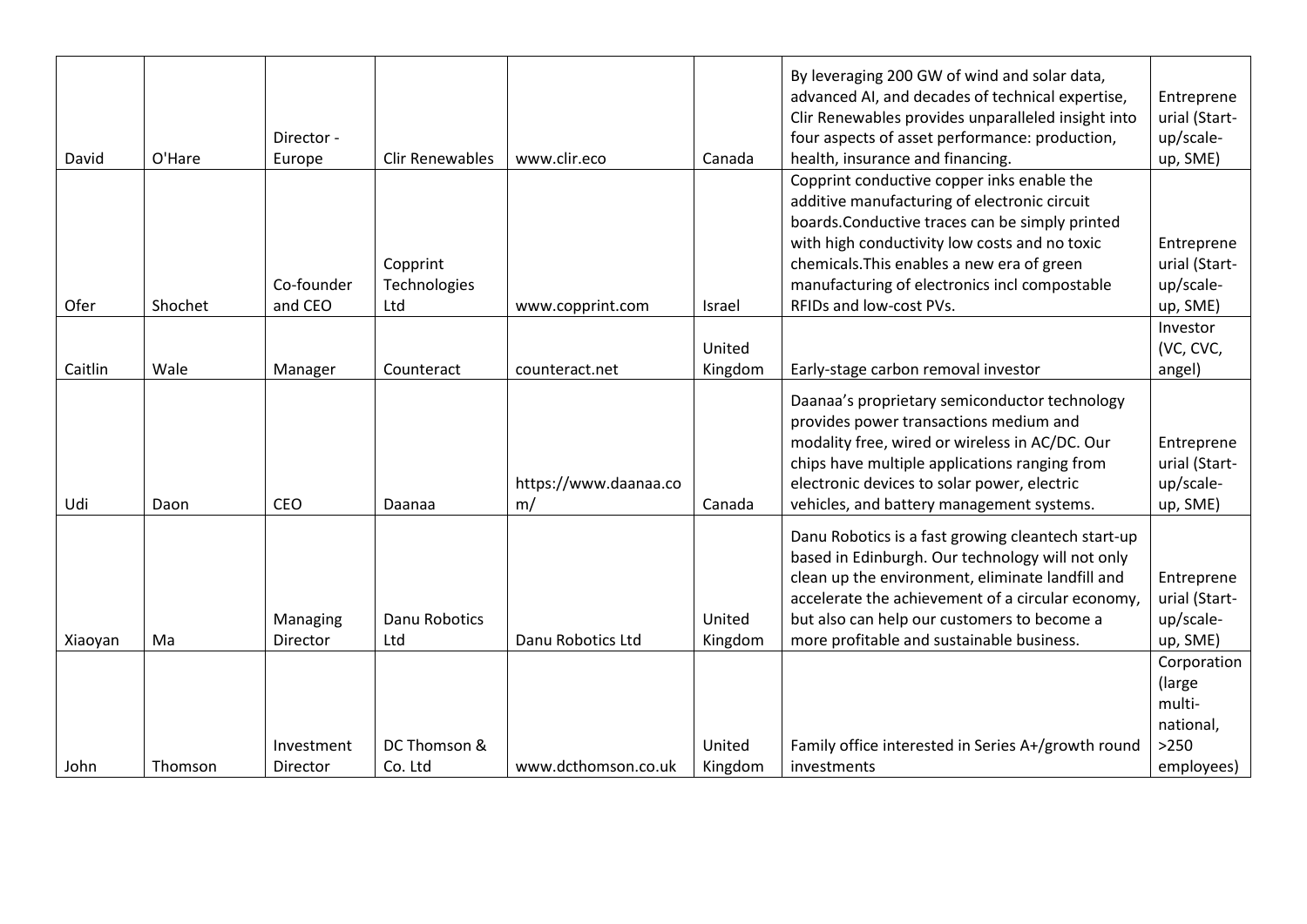| David | O'Hare | Director - Europe | Clir Renewables | www.clir.eco | Canada | By leveraging 200 GW of wind and solar data, advanced AI, and decades of technical expertise, Clir Renewables provides unparalleled insight into four aspects of asset performance: production, health, insurance and financing. | Entrepreneurial (Start-up/scale-up, SME) |
|---|---|---|---|---|---|---|---|
| Ofer | Shochet | Co-founder and CEO | Copprint Technologies Ltd | www.copprint.com | Israel | Copprint conductive copper inks enable the additive manufacturing of electronic circuit boards.Conductive traces can be simply printed with high conductivity low costs and no toxic chemicals.This enables a new era of green manufacturing of electronics incl compostable RFIDs and low-cost PVs. | Entrepreneurial (Start-up/scale-up, SME) |
| Caitlin | Wale | Manager | Counteract | counteract.net | United Kingdom | Early-stage carbon removal investor | Investor (VC, CVC, angel) |
| Udi | Daon | CEO | Daanaa | https://www.daanaa.com/ | Canada | Daanaa's proprietary semiconductor technology provides power transactions medium and modality free, wired or wireless in AC/DC. Our chips have multiple applications ranging from electronic devices to solar power, electric vehicles, and battery management systems. | Entrepreneurial (Start-up/scale-up, SME) |
| Xiaoyan | Ma | Managing Director | Danu Robotics Ltd | Danu Robotics Ltd | United Kingdom | Danu Robotics is a fast growing cleantech start-up based in Edinburgh. Our technology will not only clean up the environment, eliminate landfill and accelerate the achievement of a circular economy, but also can help our customers to become a more profitable and sustainable business. | Entrepreneurial (Start-up/scale-up, SME) |
| John | Thomson | Investment Director | DC Thomson & Co. Ltd | www.dcthomson.co.uk | United Kingdom | Family office interested in Series A+/growth round investments | Corporation (large multi-national, >250 employees) |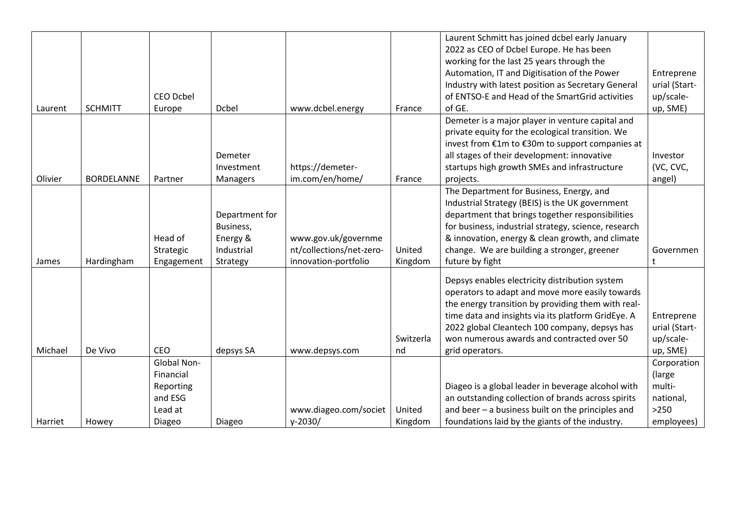| | | | | | | | |
|---|---|---|---|---|---|---|---|
| Laurent | SCHMITT | CEO Dcbel Europe | Dcbel | www.dcbel.energy | France | Laurent Schmitt has joined dcbel early January 2022 as CEO of Dcbel Europe. He has been working for the last 25 years through the Automation, IT and Digitisation of the Power Industry with latest position as Secretary General of ENTSO-E and Head of the SmartGrid activities of GE. | Entrepreneurial (Start-up/scale-up, SME) |
| Olivier | BORDELANNE | Partner | Demeter Investment Managers | https://demeter-im.com/en/home/ | France | Demeter is a major player in venture capital and private equity for the ecological transition. We invest from €1m to €30m to support companies at all stages of their development: innovative startups high growth SMEs and infrastructure projects. | Investor (VC, CVC, angel) |
| James | Hardingham | Head of Strategic Engagement | Department for Business, Energy & Industrial Strategy | www.gov.uk/government/collections/net-zero-innovation-portfolio | United Kingdom | The Department for Business, Energy, and Industrial Strategy (BEIS) is the UK government department that brings together responsibilities for business, industrial strategy, science, research & innovation, energy & clean growth, and climate change. We are building a stronger, greener future by fight | Government |
| Michael | De Vivo | CEO | depsys SA | www.depsys.com | Switzerland | Depsys enables electricity distribution system operators to adapt and move more easily towards the energy transition by providing them with real-time data and insights via its platform GridEye. A 2022 global Cleantech 100 company, depsys has won numerous awards and contracted over 50 grid operators. | Entrepreneurial (Start-up/scale-up, SME) |
| Harriet | Howey | Global Non-Financial Reporting and ESG Lead at Diageo | Diageo | www.diageo.com/society-2030/ | United Kingdom | Diageo is a global leader in beverage alcohol with an outstanding collection of brands across spirits and beer – a business built on the principles and foundations laid by the giants of the industry. | Corporation (large multi-national, >250 employees) |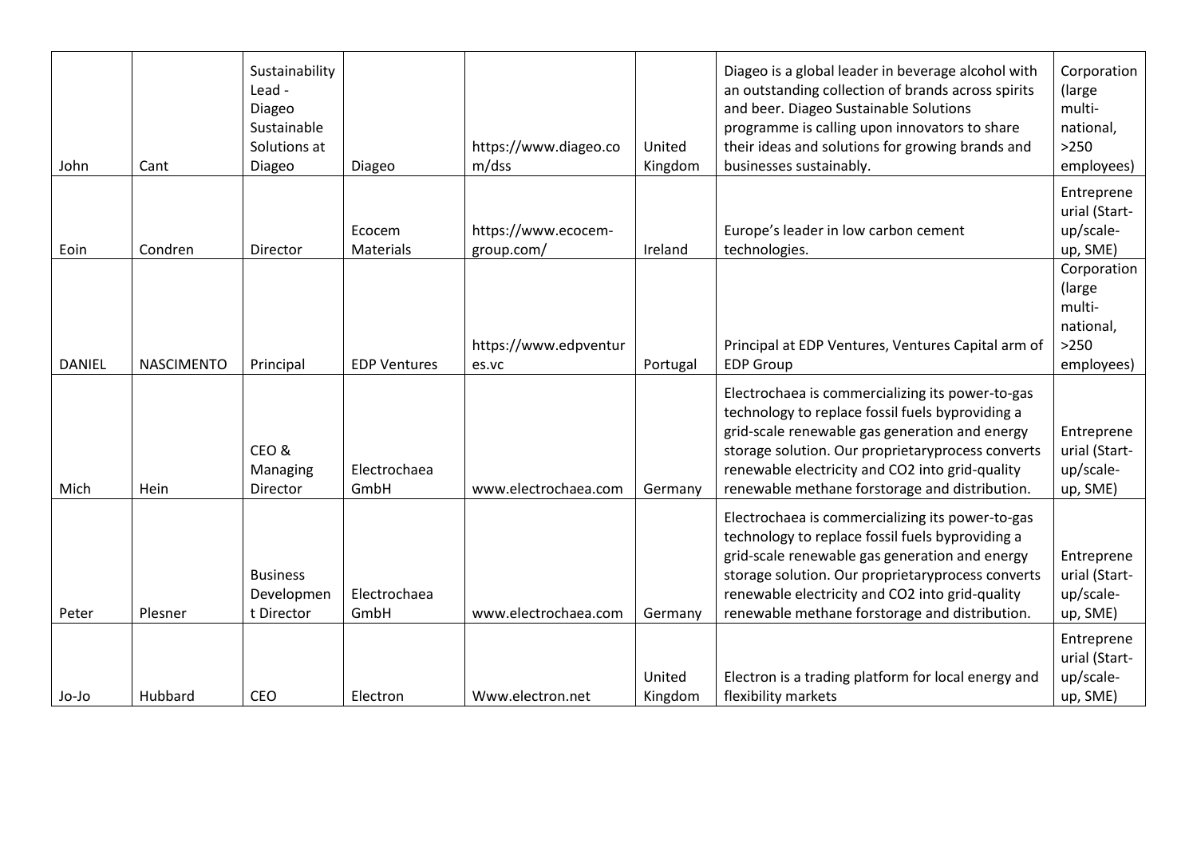| | | | | | | | |
|---|---|---|---|---|---|---|---|
| John | Cant | Sustainability Lead - Diageo Sustainable Solutions at Diageo | Diageo | https://www.diageo.com/dss | United Kingdom | Diageo is a global leader in beverage alcohol with an outstanding collection of brands across spirits and beer. Diageo Sustainable Solutions programme is calling upon innovators to share their ideas and solutions for growing brands and businesses sustainably. | Corporation (large multi-national, >250 employees) |
| Eoin | Condren | Director | Ecocem Materials | https://www.ecocem-group.com/ | Ireland | Europe's leader in low carbon cement technologies. | Entrepreneurial (Start-up/scale-up, SME) |
| DANIEL | NASCIMENTO | Principal | EDP Ventures | https://www.edpventures.vc | Portugal | Principal at EDP Ventures, Ventures Capital arm of EDP Group | Corporation (large multi-national, >250 employees) |
| Mich | Hein | CEO & Managing Director | Electrochaea GmbH | www.electrochaea.com | Germany | Electrochaea is commercializing its power-to-gas technology to replace fossil fuels byproviding a grid-scale renewable gas generation and energy storage solution. Our proprietaryprocess converts renewable electricity and CO2 into grid-quality renewable methane forstorage and distribution. | Entrepreneurial (Start-up/scale-up, SME) |
| Peter | Plesner | Business Development Director | Electrochaea GmbH | www.electrochaea.com | Germany | Electrochaea is commercializing its power-to-gas technology to replace fossil fuels byproviding a grid-scale renewable gas generation and energy storage solution. Our proprietaryprocess converts renewable electricity and CO2 into grid-quality renewable methane forstorage and distribution. | Entrepreneurial (Start-up/scale-up, SME) |
| Jo-Jo | Hubbard | CEO | Electron | Www.electron.net | United Kingdom | Electron is a trading platform for local energy and flexibility markets | Entrepreneurial (Start-up/scale-up, SME) |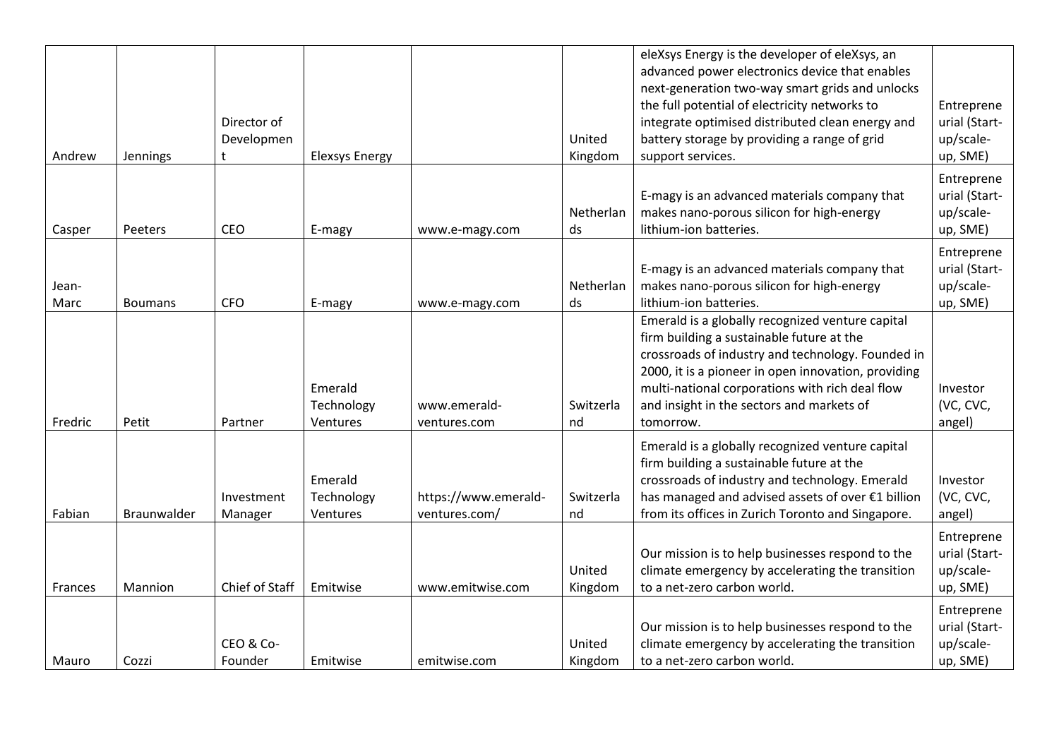| | | | | | | | |
|---|---|---|---|---|---|---|---|
| Andrew | Jennings | Director of Development | Elexsys Energy | | United Kingdom | eleXsys Energy is the developer of eleXsys, an advanced power electronics device that enables next-generation two-way smart grids and unlocks the full potential of electricity networks to integrate optimised distributed clean energy and battery storage by providing a range of grid support services. | Entrepreneurial (Start-up/scale-up, SME) |
| Casper | Peeters | CEO | E-magy | www.e-magy.com | Netherlands | E-magy is an advanced materials company that makes nano-porous silicon for high-energy lithium-ion batteries. | Entrepreneurial (Start-up/scale-up, SME) |
| Jean-Marc | Boumans | CFO | E-magy | www.e-magy.com | Netherlands | E-magy is an advanced materials company that makes nano-porous silicon for high-energy lithium-ion batteries. | Entrepreneurial (Start-up/scale-up, SME) |
| Fredric | Petit | Partner | Emerald Technology Ventures | www.emerald-ventures.com | Switzerland | Emerald is a globally recognized venture capital firm building a sustainable future at the crossroads of industry and technology. Founded in 2000, it is a pioneer in open innovation, providing multi-national corporations with rich deal flow and insight in the sectors and markets of tomorrow. | Investor (VC, CVC, angel) |
| Fabian | Braunwalder | Investment Manager | Emerald Technology Ventures | https://www.emerald-ventures.com/ | Switzerland | Emerald is a globally recognized venture capital firm building a sustainable future at the crossroads of industry and technology. Emerald has managed and advised assets of over €1 billion from its offices in Zurich Toronto and Singapore. | Investor (VC, CVC, angel) |
| Frances | Mannion | Chief of Staff | Emitwise | www.emitwise.com | United Kingdom | Our mission is to help businesses respond to the climate emergency by accelerating the transition to a net-zero carbon world. | Entrepreneurial (Start-up/scale-up, SME) |
| Mauro | Cozzi | CEO & Co-Founder | Emitwise | emitwise.com | United Kingdom | Our mission is to help businesses respond to the climate emergency by accelerating the transition to a net-zero carbon world. | Entrepreneurial (Start-up/scale-up, SME) |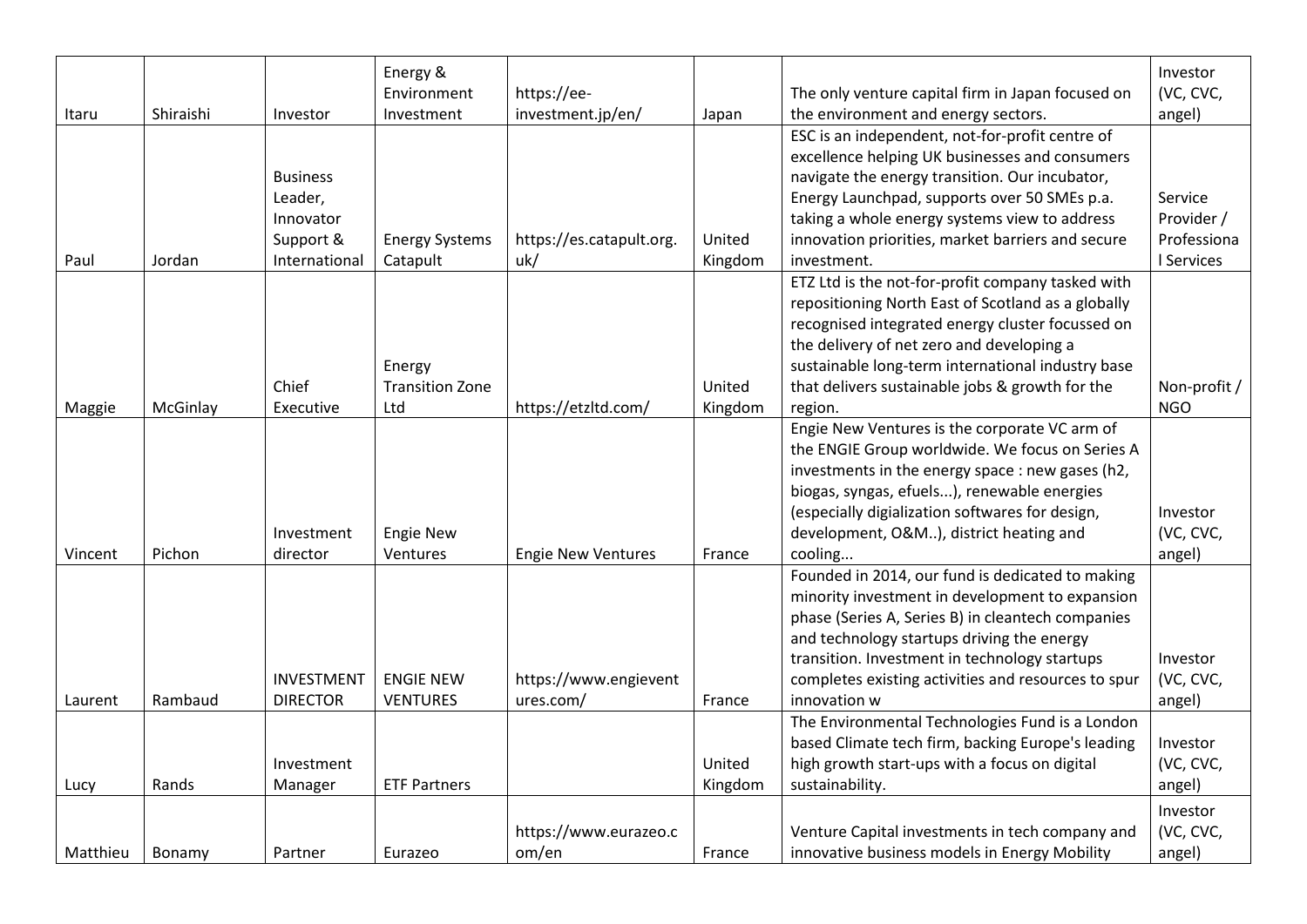| | | | | | | | |
|---|---|---|---|---|---|---|---|
| Itaru | Shiraishi | Investor | Energy & Environment Investment | https://ee-investment.jp/en/ | Japan | The only venture capital firm in Japan focused on the environment and energy sectors. | Investor (VC, CVC, angel) |
| Paul | Jordan | Business Leader, Innovator Support & International | Energy Systems Catapult | https://es.catapult.org.uk/ | United Kingdom | ESC is an independent, not-for-profit centre of excellence helping UK businesses and consumers navigate the energy transition. Our incubator, Energy Launchpad, supports over 50 SMEs p.a. taking a whole energy systems view to address innovation priorities, market barriers and secure investment. | Service Provider / Professional Services |
| Maggie | McGinlay | Chief Executive | Energy Transition Zone Ltd | https://etzltd.com/ | United Kingdom | ETZ Ltd is the not-for-profit company tasked with repositioning North East of Scotland as a globally recognised integrated energy cluster focussed on the delivery of net zero and developing a sustainable long-term international industry base that delivers sustainable jobs & growth for the region. | Non-profit / NGO |
| Vincent | Pichon | Investment director | Engie New Ventures | Engie New Ventures | France | Engie New Ventures is the corporate VC arm of the ENGIE Group worldwide. We focus on Series A investments in the energy space : new gases (h2, biogas, syngas, efuels...), renewable energies (especially digialization softwares for design, development, O&M..), district heating and cooling... | Investor (VC, CVC, angel) |
| Laurent | Rambaud | INVESTMENT DIRECTOR | ENGIE NEW VENTURES | https://www.engieventures.com/ | France | Founded in 2014, our fund is dedicated to making minority investment in development to expansion phase (Series A, Series B) in cleantech companies and technology startups driving the energy transition. Investment in technology startups completes existing activities and resources to spur innovation w | Investor (VC, CVC, angel) |
| Lucy | Rands | Investment Manager | ETF Partners | | United Kingdom | The Environmental Technologies Fund is a London based Climate tech firm, backing Europe's leading high growth start-ups with a focus on digital sustainability. | Investor (VC, CVC, angel) |
| Matthieu | Bonamy | Partner | Eurazeo | https://www.eurazeo.com/en | France | Venture Capital investments in tech company and innovative business models in Energy Mobility | Investor (VC, CVC, angel) |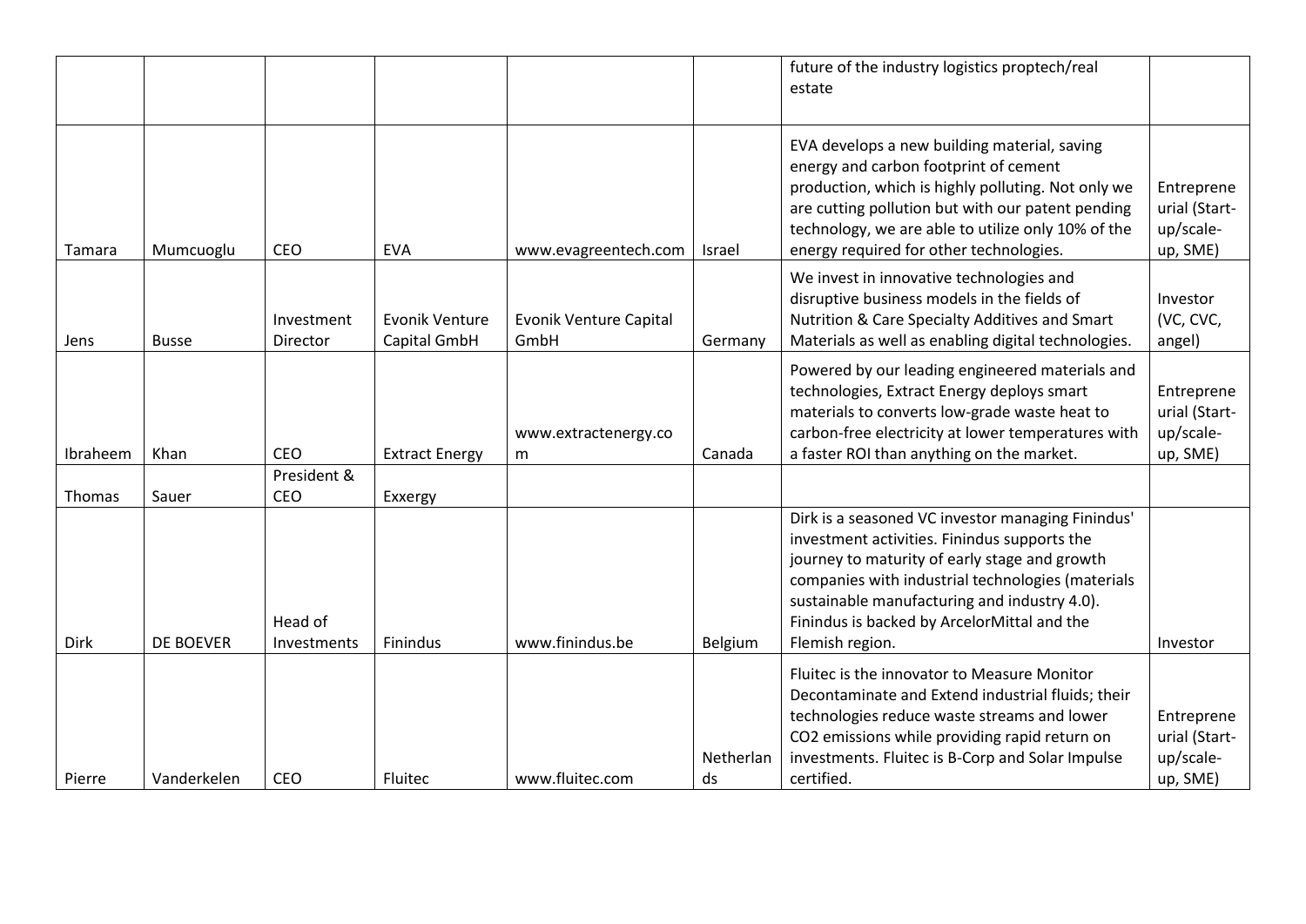| | | | | | | | |
|---|---|---|---|---|---|---|---|
| | | | | | | future of the industry logistics proptech/real estate | |
| Tamara | Mumcuoglu | CEO | EVA | www.evagreentech.com | Israel | EVA develops a new building material, saving energy and carbon footprint of cement production, which is highly polluting. Not only we are cutting pollution but with our patent pending technology, we are able to utilize only 10% of the energy required for other technologies. | Entrepreneurial (Start-up/scale-up, SME) |
| Jens | Busse | Investment Director | Evonik Venture Capital GmbH | Evonik Venture Capital GmbH | Germany | We invest in innovative technologies and disruptive business models in the fields of Nutrition & Care Specialty Additives and Smart Materials as well as enabling digital technologies. | Investor (VC, CVC, angel) |
| Ibraheem | Khan | CEO | Extract Energy | www.extractenergy.com | Canada | Powered by our leading engineered materials and technologies, Extract Energy deploys smart materials to converts low-grade waste heat to carbon-free electricity at lower temperatures with a faster ROI than anything on the market. | Entrepreneurial (Start-up/scale-up, SME) |
| Thomas | Sauer | President & CEO | Exxergy | | | | |
| Dirk | DE BOEVER | Head of Investments | Finindus | www.finindus.be | Belgium | Dirk is a seasoned VC investor managing Finindus' investment activities. Finindus supports the journey to maturity of early stage and growth companies with industrial technologies (materials sustainable manufacturing and industry 4.0). Finindus is backed by ArcelorMittal and the Flemish region. | Investor |
| Pierre | Vanderkelen | CEO | Fluitec | www.fluitec.com | Netherlands | Fluitec is the innovator to Measure Monitor Decontaminate and Extend industrial fluids; their technologies reduce waste streams and lower $CO_2$ emissions while providing rapid return on investments. Fluitec is B-Corp and Solar Impulse certified. | Entrepreneurial (Start-up/scale-up, SME) |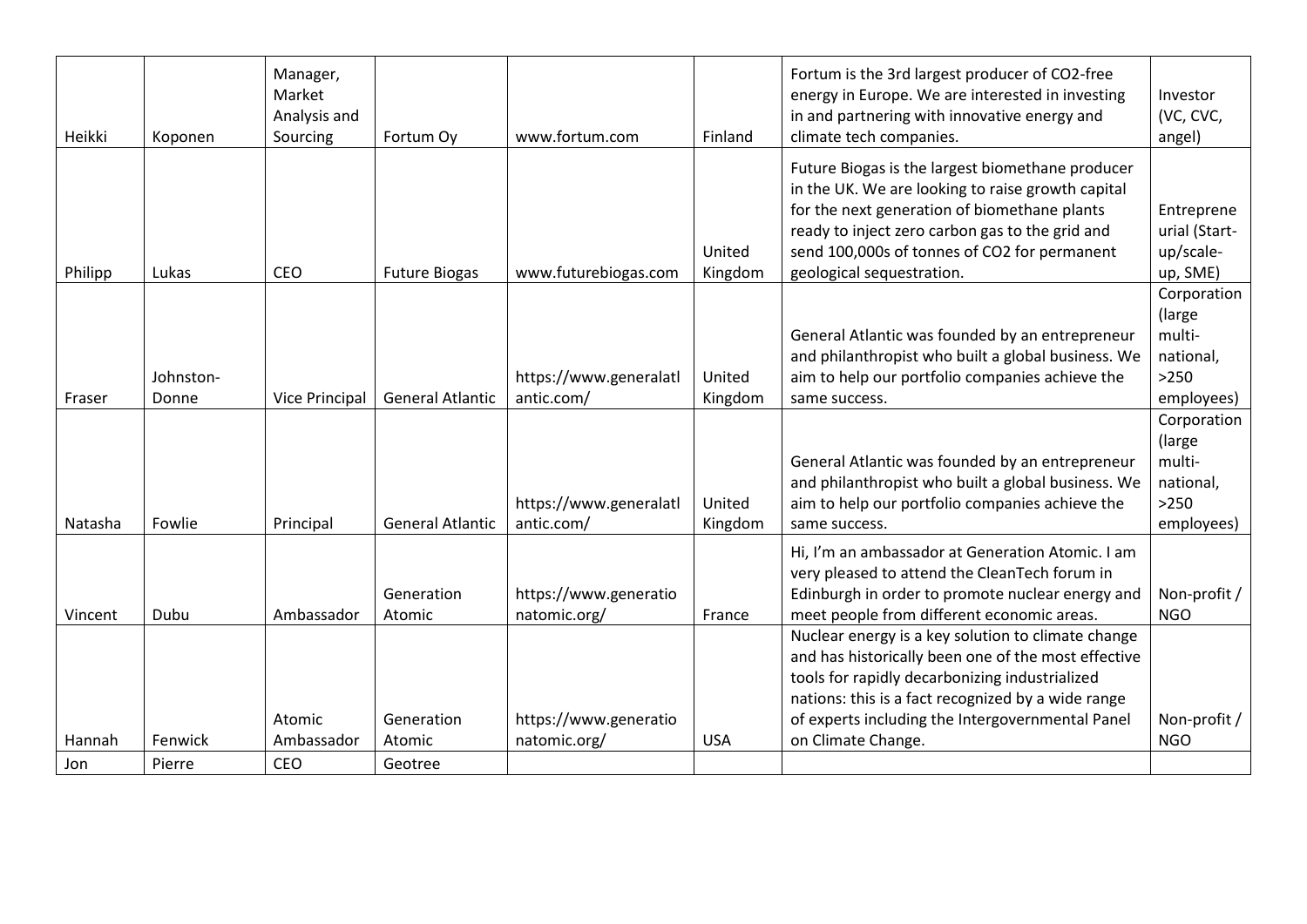| | | | | | | | |
|---|---|---|---|---|---|---|---|
| Heikki | Koponen | Manager, Market Analysis and Sourcing | Fortum Oy | www.fortum.com | Finland | Fortum is the 3rd largest producer of CO2-free energy in Europe. We are interested in investing in and partnering with innovative energy and climate tech companies. | Investor (VC, CVC, angel) |
| Philipp | Lukas | CEO | Future Biogas | www.futurebiogas.com | United Kingdom | Future Biogas is the largest biomethane producer in the UK. We are looking to raise growth capital for the next generation of biomethane plants ready to inject zero carbon gas to the grid and send 100,000s of tonnes of CO2 for permanent geological sequestration. | Entrepreneurial (Start-up/scale-up, SME) |
| Fraser | Johnston-Donne | Vice Principal | General Atlantic | https://www.generalatlantic.com/ | United Kingdom | General Atlantic was founded by an entrepreneur and philanthropist who built a global business. We aim to help our portfolio companies achieve the same success. | Corporation (large multi-national, >250 employees) |
| Natasha | Fowlie | Principal | General Atlantic | https://www.generalatlantic.com/ | United Kingdom | General Atlantic was founded by an entrepreneur and philanthropist who built a global business. We aim to help our portfolio companies achieve the same success. | Corporation (large multi-national, >250 employees) |
| Vincent | Dubu | Ambassador | Generation Atomic | https://www.generationatomic.org/ | France | Hi, I'm an ambassador at Generation Atomic. I am very pleased to attend the CleanTech forum in Edinburgh in order to promote nuclear energy and meet people from different economic areas. | Non-profit / NGO |
| Hannah | Fenwick | Atomic Ambassador | Generation Atomic | https://www.generationatomic.org/ | USA | Nuclear energy is a key solution to climate change and has historically been one of the most effective tools for rapidly decarbonizing industrialized nations: this is a fact recognized by a wide range of experts including the Intergovernmental Panel on Climate Change. | Non-profit / NGO |
| Jon | Pierre | CEO | Geotree | | | | |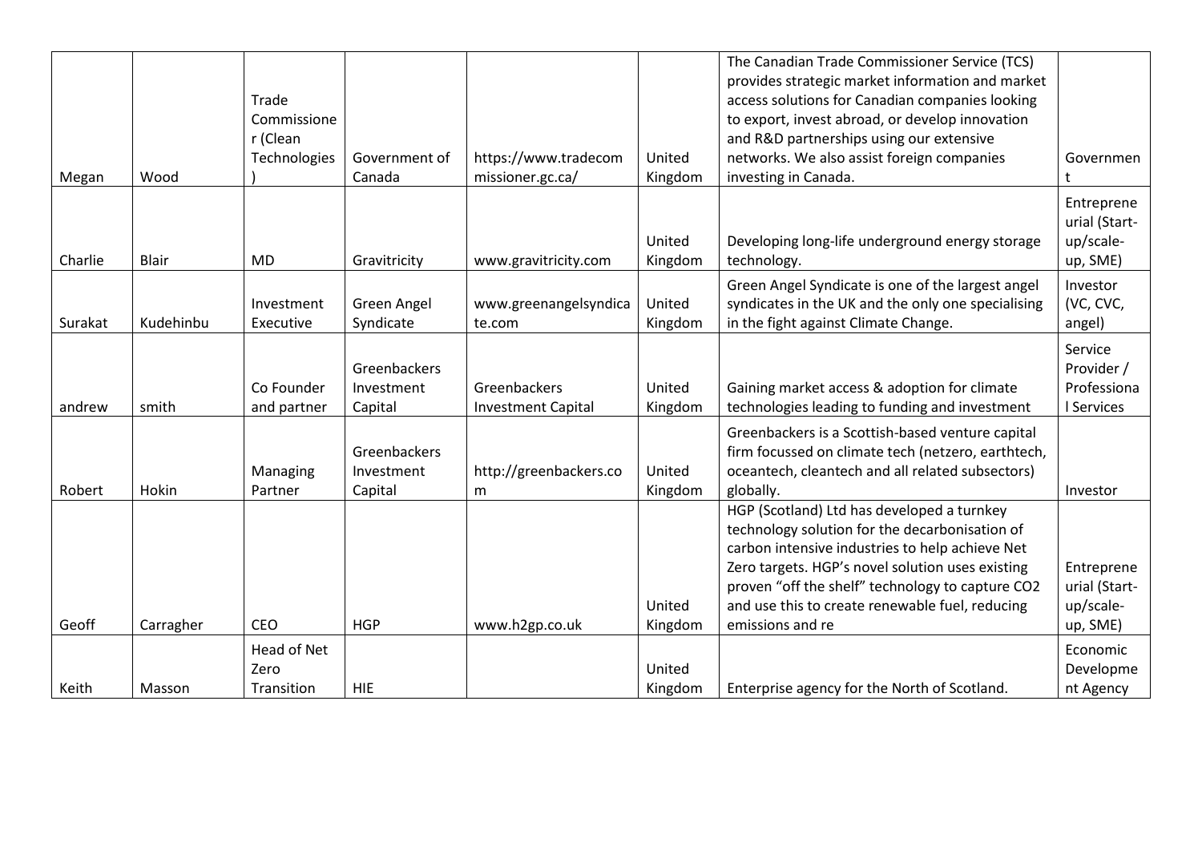| | | | | | | | |
|---|---|---|---|---|---|---|---|
| Megan | Wood | Trade Commissioner (Clean Technologies) | Government of Canada | https://www.tradecommissioner.gc.ca/ | United Kingdom | The Canadian Trade Commissioner Service (TCS) provides strategic market information and market access solutions for Canadian companies looking to export, invest abroad, or develop innovation and R&D partnerships using our extensive networks. We also assist foreign companies investing in Canada. | Government |
| Charlie | Blair | MD | Gravitricity | www.gravitricity.com | United Kingdom | Developing long-life underground energy storage technology. | Entrepreneurial (Start-up/scale-up, SME) |
| Surakat | Kudehinbu | Investment Executive | Green Angel Syndicate | www.greenangelsyndicate.com | United Kingdom | Green Angel Syndicate is one of the largest angel syndicates in the UK and the only one specialising in the fight against Climate Change. | Investor (VC, CVC, angel) |
| andrew | smith | Co Founder and partner | Greenbackers Investment Capital | Greenbackers Investment Capital | United Kingdom | Gaining market access & adoption for climate technologies leading to funding and investment | Service Provider / Professional Services |
| Robert | Hokin | Managing Partner | Greenbackers Investment Capital | http://greenbackers.com | United Kingdom | Greenbackers is a Scottish-based venture capital firm focussed on climate tech (netzero, earthtech, oceantech, cleantech and all related subsectors) globally. | Investor |
| Geoff | Carragher | CEO | HGP | www.h2gp.co.uk | United Kingdom | HGP (Scotland) Ltd has developed a turnkey technology solution for the decarbonisation of carbon intensive industries to help achieve Net Zero targets. HGP's novel solution uses existing proven "off the shelf" technology to capture CO2 and use this to create renewable fuel, reducing emissions and re | Entrepreneurial (Start-up/scale-up, SME) |
| Keith | Masson | Head of Net Zero Transition | HIE | | United Kingdom | Enterprise agency for the North of Scotland. | Economic Development Agency |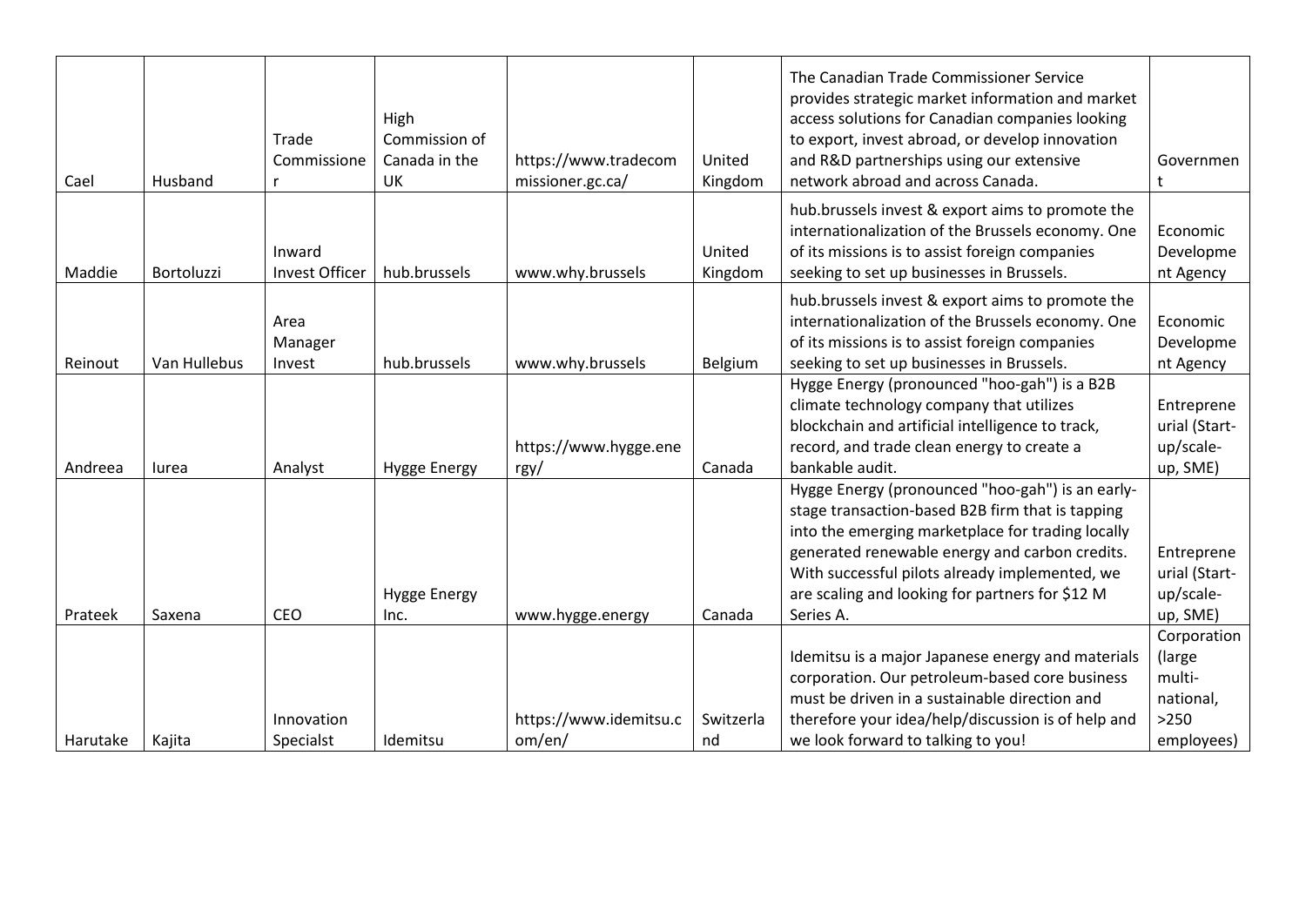| | | | | | | | |
|---|---|---|---|---|---|---|---|
| Cael | Husband | Trade Commissioner | High Commission of Canada in the UK | https://www.tradecommissioner.gc.ca/ | United Kingdom | The Canadian Trade Commissioner Service provides strategic market information and market access solutions for Canadian companies looking to export, invest abroad, or develop innovation and R&D partnerships using our extensive network abroad and across Canada. | Government |
| Maddie | Bortoluzzi | Inward Invest Officer | hub.brussels | www.why.brussels | United Kingdom | hub.brussels invest & export aims to promote the internationalization of the Brussels economy. One of its missions is to assist foreign companies seeking to set up businesses in Brussels. | Economic Development Agency |
| Reinout | Van Hullebus | Area Manager Invest | hub.brussels | www.why.brussels | Belgium | hub.brussels invest & export aims to promote the internationalization of the Brussels economy. One of its missions is to assist foreign companies seeking to set up businesses in Brussels. | Economic Development Agency |
| Andreea | Iurea | Analyst | Hygge Energy | https://www.hygge.energy/ | Canada | Hygge Energy (pronounced "hoo-gah") is a B2B climate technology company that utilizes blockchain and artificial intelligence to track, record, and trade clean energy to create a bankable audit. | Entrepreneurial (Start-up/scale-up, SME) |
| Prateek | Saxena | CEO | Hygge Energy Inc. | www.hygge.energy | Canada | Hygge Energy (pronounced "hoo-gah") is an early-stage transaction-based B2B firm that is tapping into the emerging marketplace for trading locally generated renewable energy and carbon credits. With successful pilots already implemented, we are scaling and looking for partners for $12 M Series A. | Entrepreneurial (Start-up/scale-up, SME) |
| Harutake | Kajita | Innovation Specialst | Idemitsu | https://www.idemitsu.com/en/ | Switzerland | Idemitsu is a major Japanese energy and materials corporation. Our petroleum-based core business must be driven in a sustainable direction and therefore your idea/help/discussion is of help and we look forward to talking to you! | Corporation (large multi-national, >250 employees) |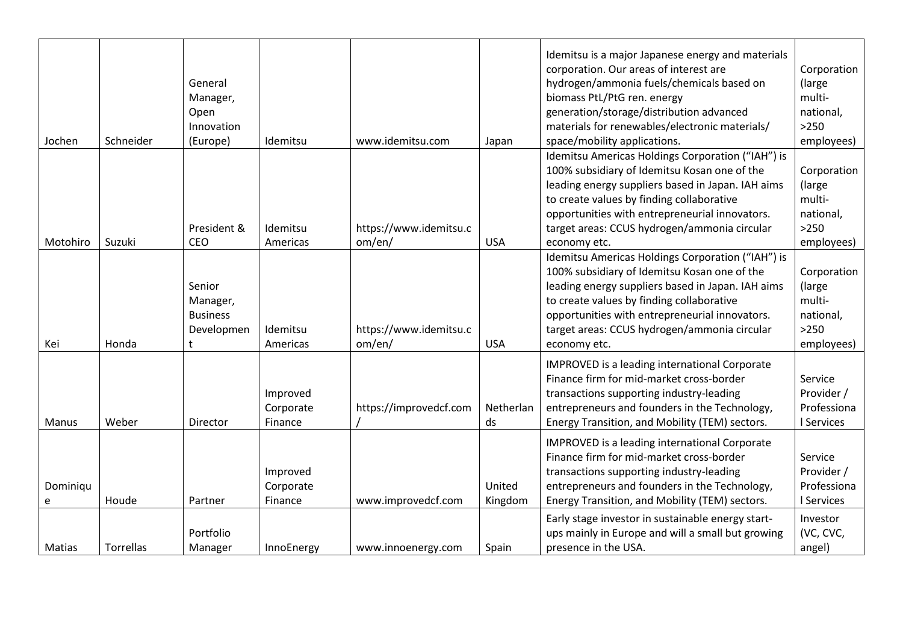| | | | | | | | |
|---|---|---|---|---|---|---|---|
| Jochen | Schneider | General Manager, Open Innovation (Europe) | Idemitsu | www.idemitsu.com | Japan | Idemitsu is a major Japanese energy and materials corporation. Our areas of interest are hydrogen/ammonia fuels/chemicals based on biomass PtL/PtG ren. energy generation/storage/distribution advanced materials for renewables/electronic materials/ space/mobility applications. | Corporation (large multi-national, >250 employees) |
| Motohiro | Suzuki | President & CEO | Idemitsu Americas | https://www.idemitsu.com/en/ | USA | Idemitsu Americas Holdings Corporation ("IAH") is 100% subsidiary of Idemitsu Kosan one of the leading energy suppliers based in Japan. IAH aims to create values by finding collaborative opportunities with entrepreneurial innovators. target areas: CCUS hydrogen/ammonia circular economy etc. | Corporation (large multi-national, >250 employees) |
| Kei | Honda | Senior Manager, Business Development | Idemitsu Americas | https://www.idemitsu.com/en/ | USA | Idemitsu Americas Holdings Corporation ("IAH") is 100% subsidiary of Idemitsu Kosan one of the leading energy suppliers based in Japan. IAH aims to create values by finding collaborative opportunities with entrepreneurial innovators. target areas: CCUS hydrogen/ammonia circular economy etc. | Corporation (large multi-national, >250 employees) |
| Manus | Weber | Director | Improved Corporate Finance | https://improvedcf.com/ | Netherlands | IMPROVED is a leading international Corporate Finance firm for mid-market cross-border transactions supporting industry-leading entrepreneurs and founders in the Technology, Energy Transition, and Mobility (TEM) sectors. | Service Provider / Professional Services |
| Dominique | Houde | Partner | Improved Corporate Finance | www.improvedcf.com | United Kingdom | IMPROVED is a leading international Corporate Finance firm for mid-market cross-border transactions supporting industry-leading entrepreneurs and founders in the Technology, Energy Transition, and Mobility (TEM) sectors. | Service Provider / Professional Services |
| Matias | Torrellas | Portfolio Manager | InnoEnergy | www.innoenergy.com | Spain | Early stage investor in sustainable energy start-ups mainly in Europe and will a small but growing presence in the USA. | Investor (VC, CVC, angel) |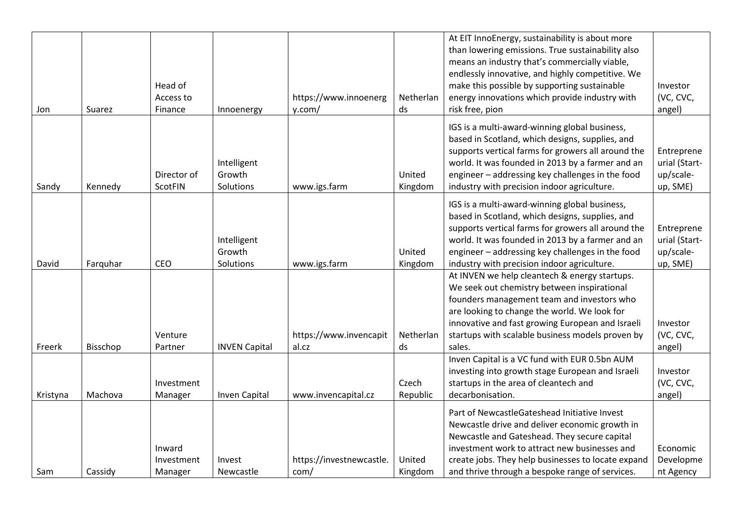| | | | | | | | |
|---|---|---|---|---|---|---|---|
| Jon | Suarez | Head of Access to Finance | Innoenergy | https://www.innoenergy.com/ | Netherlands | At EIT InnoEnergy, sustainability is about more than lowering emissions. True sustainability also means an industry that's commercially viable, endlessly innovative, and highly competitive. We make this possible by supporting sustainable energy innovations which provide industry with risk free, pion | Investor (VC, CVC, angel) |
| Sandy | Kennedy | Director of ScotFIN | Intelligent Growth Solutions | www.igs.farm | United Kingdom | IGS is a multi-award-winning global business, based in Scotland, which designs, supplies, and supports vertical farms for growers all around the world. It was founded in 2013 by a farmer and an engineer – addressing key challenges in the food industry with precision indoor agriculture. | Entrepreneurial (Start-up/scale-up, SME) |
| David | Farquhar | CEO | Intelligent Growth Solutions | www.igs.farm | United Kingdom | IGS is a multi-award-winning global business, based in Scotland, which designs, supplies, and supports vertical farms for growers all around the world. It was founded in 2013 by a farmer and an engineer – addressing key challenges in the food industry with precision indoor agriculture. | Entrepreneurial (Start-up/scale-up, SME) |
| Freerk | Bisschop | Venture Partner | INVEN Capital | https://www.invencapital.cz | Netherlands | At INVEN we help cleantech & energy startups. We seek out chemistry between inspirational founders management team and investors who are looking to change the world. We look for innovative and fast growing European and Israeli startups with scalable business models proven by sales. | Investor (VC, CVC, angel) |
| Kristyna | Machova | Investment Manager | Inven Capital | www.invencapital.cz | Czech Republic | Inven Capital is a VC fund with EUR 0.5bn AUM investing into growth stage European and Israeli startups in the area of cleantech and decarbonisation. | Investor (VC, CVC, angel) |
| Sam | Cassidy | Inward Investment Manager | Invest Newcastle | https://investnewcastle.com/ | United Kingdom | Part of NewcastleGateshead Initiative Invest Newcastle drive and deliver economic growth in Newcastle and Gateshead. They secure capital investment work to attract new businesses and create jobs. They help businesses to locate expand and thrive through a bespoke range of services. | Economic Development Agency |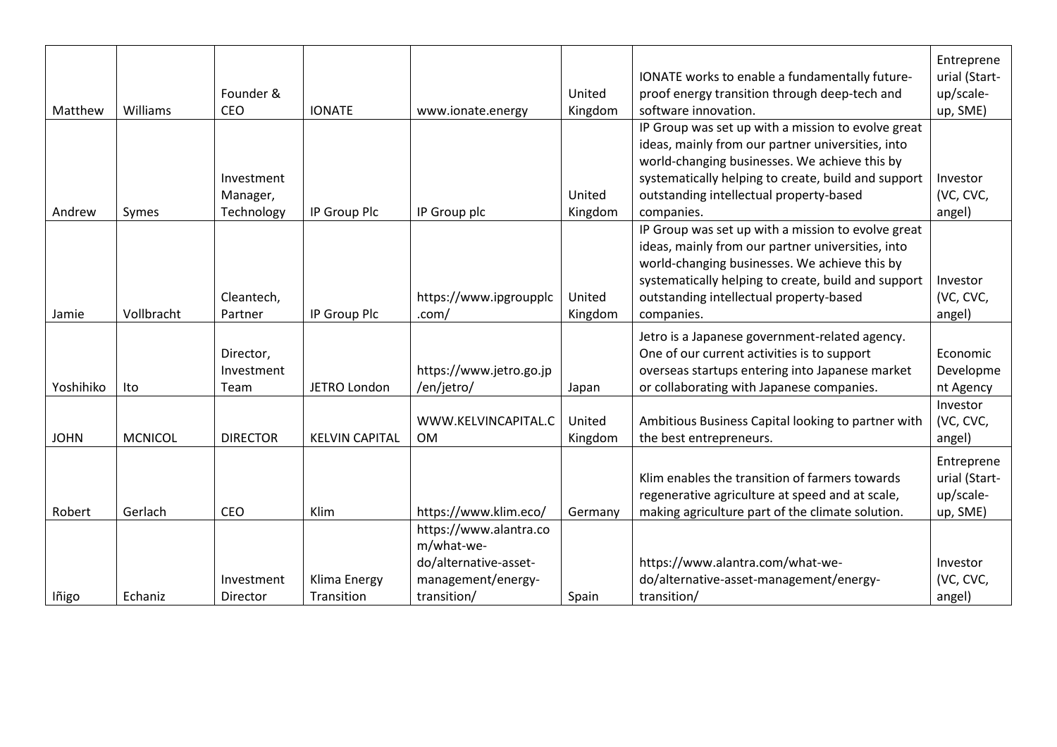| | | | | | | | |
|---|---|---|---|---|---|---|---|
| Matthew | Williams | Founder & CEO | IONATE | www.ionate.energy | United Kingdom | IONATE works to enable a fundamentally future-proof energy transition through deep-tech and software innovation. | Entrepreneurial (Start-up/scale-up, SME) |
| Andrew | Symes | Investment Manager, Technology | IP Group Plc | IP Group plc | United Kingdom | IP Group was set up with a mission to evolve great ideas, mainly from our partner universities, into world-changing businesses. We achieve this by systematically helping to create, build and support outstanding intellectual property-based companies. | Investor (VC, CVC, angel) |
| Jamie | Vollbracht | Cleantech, Partner | IP Group Plc | https://www.ipgroupplc.com/ | United Kingdom | IP Group was set up with a mission to evolve great ideas, mainly from our partner universities, into world-changing businesses. We achieve this by systematically helping to create, build and support outstanding intellectual property-based companies. | Investor (VC, CVC, angel) |
| Yoshihiko | Ito | Director, Investment Team | JETRO London | https://www.jetro.go.jp/en/jetro/ | Japan | Jetro is a Japanese government-related agency. One of our current activities is to support overseas startups entering into Japanese market or collaborating with Japanese companies. | Economic Development Agency |
| JOHN | MCNICOL | DIRECTOR | KELVIN CAPITAL | WWW.KELVINCAPITAL.COM | United Kingdom | Ambitious Business Capital looking to partner with the best entrepreneurs. | Investor (VC, CVC, angel) |
| Robert | Gerlach | CEO | Klim | https://www.klim.eco/ | Germany | Klim enables the transition of farmers towards regenerative agriculture at speed and at scale, making agriculture part of the climate solution. | Entrepreneurial (Start-up/scale-up, SME) |
| Iñigo | Echaniz | Investment Director | Klima Energy Transition | https://www.alantra.com/what-we-do/alternative-asset-management/energy-transition/ | Spain | https://www.alantra.com/what-we-do/alternative-asset-management/energy-transition/ | Investor (VC, CVC, angel) |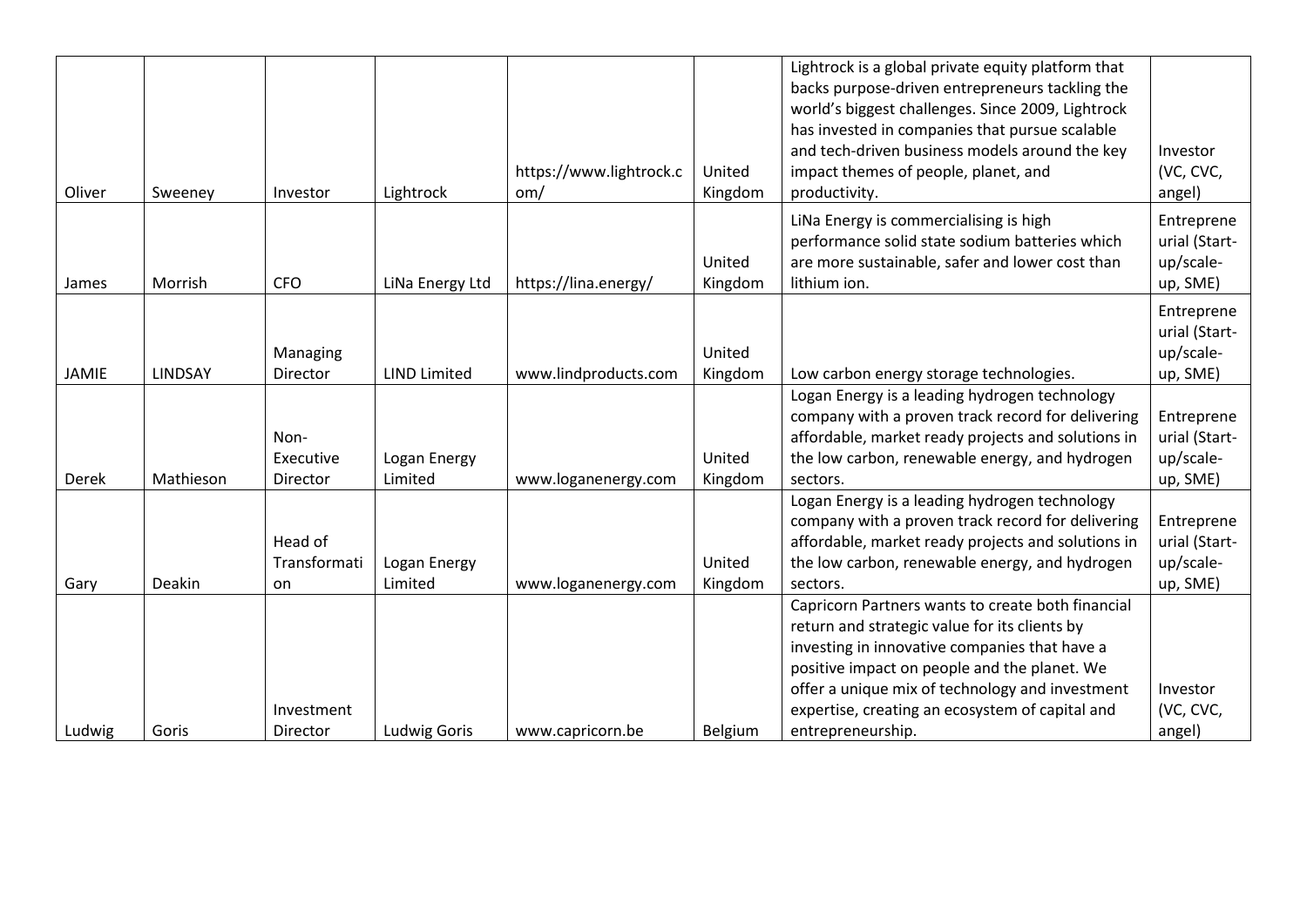| | | | | | | | |
|---|---|---|---|---|---|---|---|
| Oliver | Sweeney | Investor | Lightrock | https://www.lightrock.com/ | United Kingdom | Lightrock is a global private equity platform that backs purpose-driven entrepreneurs tackling the world's biggest challenges. Since 2009, Lightrock has invested in companies that pursue scalable and tech-driven business models around the key impact themes of people, planet, and productivity. | Investor (VC, CVC, angel) |
| James | Morrish | CFO | LiNa Energy Ltd | https://lina.energy/ | United Kingdom | LiNa Energy is commercialising is high performance solid state sodium batteries which are more sustainable, safer and lower cost than lithium ion. | Entrepreneurial (Start-up/scale-up, SME) |
| JAMIE | LINDSAY | Managing Director | LIND Limited | www.lindproducts.com | United Kingdom | Low carbon energy storage technologies. | Entrepreneurial (Start-up/scale-up, SME) |
| Derek | Mathieson | Non-Executive Director | Logan Energy Limited | www.loganenergy.com | United Kingdom | Logan Energy is a leading hydrogen technology company with a proven track record for delivering affordable, market ready projects and solutions in the low carbon, renewable energy, and hydrogen sectors. | Entrepreneurial (Start-up/scale-up, SME) |
| Gary | Deakin | Head of Transformation | Logan Energy Limited | www.loganenergy.com | United Kingdom | Logan Energy is a leading hydrogen technology company with a proven track record for delivering affordable, market ready projects and solutions in the low carbon, renewable energy, and hydrogen sectors. | Entrepreneurial (Start-up/scale-up, SME) |
| Ludwig | Goris | Investment Director | Ludwig Goris | www.capricorn.be | Belgium | Capricorn Partners wants to create both financial return and strategic value for its clients by investing in innovative companies that have a positive impact on people and the planet. We offer a unique mix of technology and investment expertise, creating an ecosystem of capital and entrepreneurship. | Investor (VC, CVC, angel) |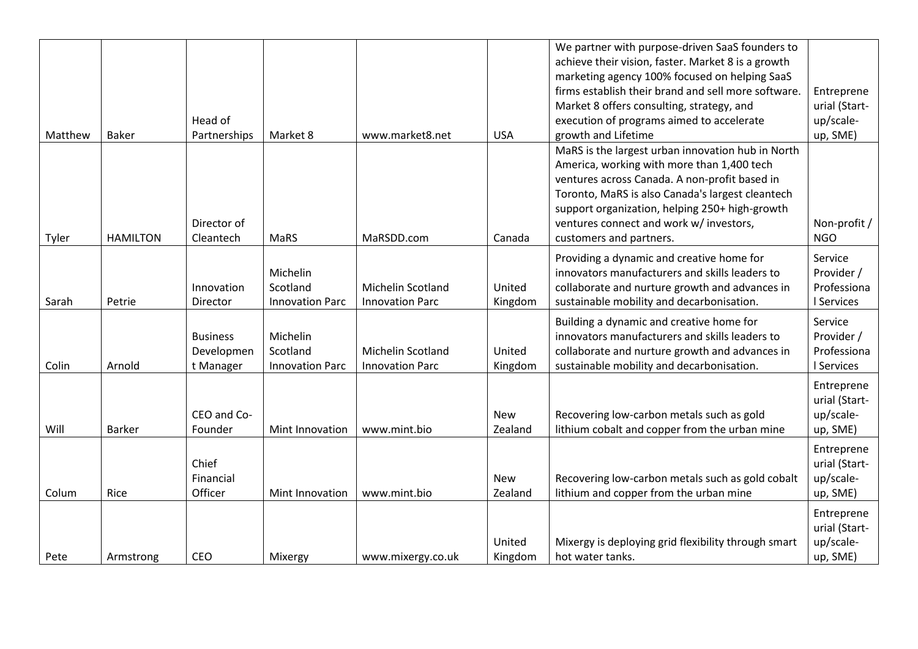| | | | | | | | |
|---|---|---|---|---|---|---|---|
| Matthew | Baker | Head of Partnerships | Market 8 | www.market8.net | USA | We partner with purpose-driven SaaS founders to achieve their vision, faster. Market 8 is a growth marketing agency 100% focused on helping SaaS firms establish their brand and sell more software. Market 8 offers consulting, strategy, and execution of programs aimed to accelerate growth and Lifetime | Entrepreneurial (Start-up/scale-up, SME) |
| Tyler | HAMILTON | Director of Cleantech | MaRS | MaRSDD.com | Canada | MaRS is the largest urban innovation hub in North America, working with more than 1,400 tech ventures across Canada. A non-profit based in Toronto, MaRS is also Canada's largest cleantech support organization, helping 250+ high-growth ventures connect and work w/ investors, customers and partners. | Non-profit / NGO |
| Sarah | Petrie | Innovation Director | Michelin Scotland Innovation Parc | Michelin Scotland Innovation Parc | United Kingdom | Providing a dynamic and creative home for innovators manufacturers and skills leaders to collaborate and nurture growth and advances in sustainable mobility and decarbonisation. | Service Provider / Professional Services |
| Colin | Arnold | Business Development Manager | Michelin Scotland Innovation Parc | Michelin Scotland Innovation Parc | United Kingdom | Building a dynamic and creative home for innovators manufacturers and skills leaders to collaborate and nurture growth and advances in sustainable mobility and decarbonisation. | Service Provider / Professional Services |
| Will | Barker | CEO and Co-Founder | Mint Innovation | www.mint.bio | New Zealand | Recovering low-carbon metals such as gold lithium cobalt and copper from the urban mine | Entrepreneurial (Start-up/scale-up, SME) |
| Colum | Rice | Chief Financial Officer | Mint Innovation | www.mint.bio | New Zealand | Recovering low-carbon metals such as gold cobalt lithium and copper from the urban mine | Entrepreneurial (Start-up/scale-up, SME) |
| Pete | Armstrong | CEO | Mixergy | www.mixergy.co.uk | United Kingdom | Mixergy is deploying grid flexibility through smart hot water tanks. | Entrepreneurial (Start-up/scale-up, SME) |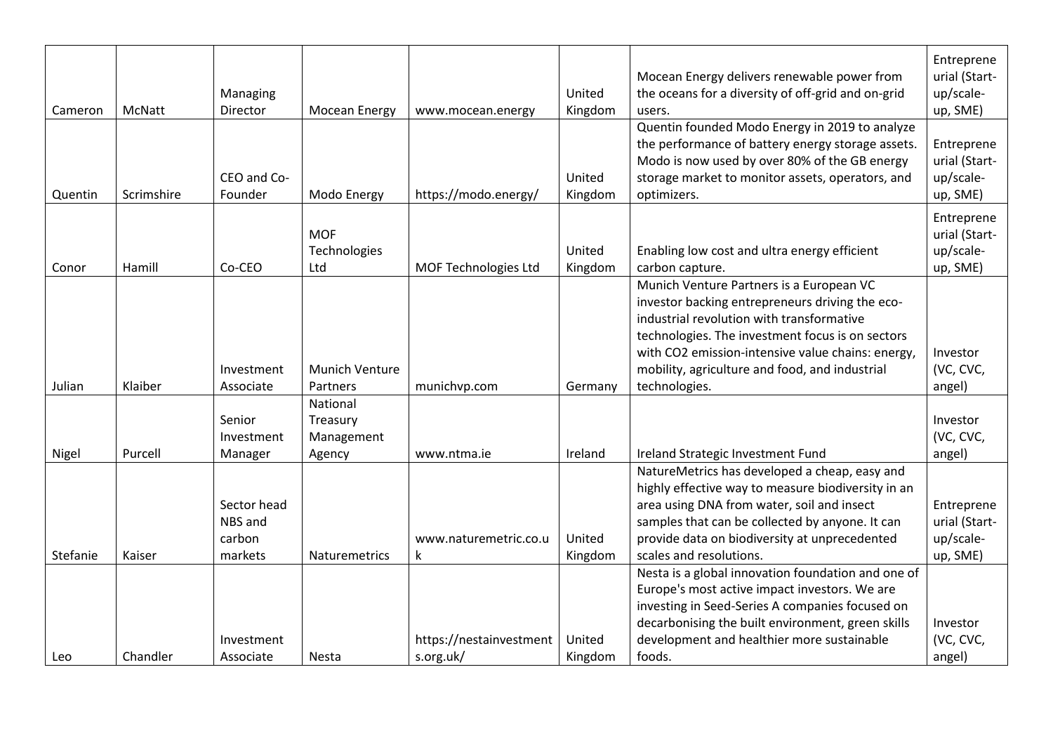| | | | | | | | |
|---|---|---|---|---|---|---|---|
| Cameron | McNatt | Managing Director | Mocean Energy | www.mocean.energy | United Kingdom | Mocean Energy delivers renewable power from the oceans for a diversity of off-grid and on-grid users. | Entrepreneurial (Start-up/scale-up, SME) |
| Quentin | Scrimshire | CEO and Co-Founder | Modo Energy | https://modo.energy/ | United Kingdom | Quentin founded Modo Energy in 2019 to analyze the performance of battery energy storage assets. Modo is now used by over 80% of the GB energy storage market to monitor assets, operators, and optimizers. | Entrepreneurial (Start-up/scale-up, SME) |
| Conor | Hamill | Co-CEO | MOF Technologies Ltd | MOF Technologies Ltd | United Kingdom | Enabling low cost and ultra energy efficient carbon capture. | Entrepreneurial (Start-up/scale-up, SME) |
| Julian | Klaiber | Investment Associate | Munich Venture Partners | munichvp.com | Germany | Munich Venture Partners is a European VC investor backing entrepreneurs driving the eco-industrial revolution with transformative technologies. The investment focus is on sectors with CO2 emission-intensive value chains: energy, mobility, agriculture and food, and industrial technologies. | Investor (VC, CVC, angel) |
| Nigel | Purcell | Senior Investment Manager | National Treasury Management Agency | www.ntma.ie | Ireland | Ireland Strategic Investment Fund | Investor (VC, CVC, angel) |
| Stefanie | Kaiser | Sector head NBS and carbon markets | Naturemetrics | www.naturemetric.co.uk | United Kingdom | NatureMetrics has developed a cheap, easy and highly effective way to measure biodiversity in an area using DNA from water, soil and insect samples that can be collected by anyone. It can provide data on biodiversity at unprecedented scales and resolutions. | Entrepreneurial (Start-up/scale-up, SME) |
| Leo | Chandler | Investment Associate | Nesta | https://nestainvestments.org.uk/ | United Kingdom | Nesta is a global innovation foundation and one of Europe's most active impact investors. We are investing in Seed-Series A companies focused on decarbonising the built environment, green skills development and healthier more sustainable foods. | Investor (VC, CVC, angel) |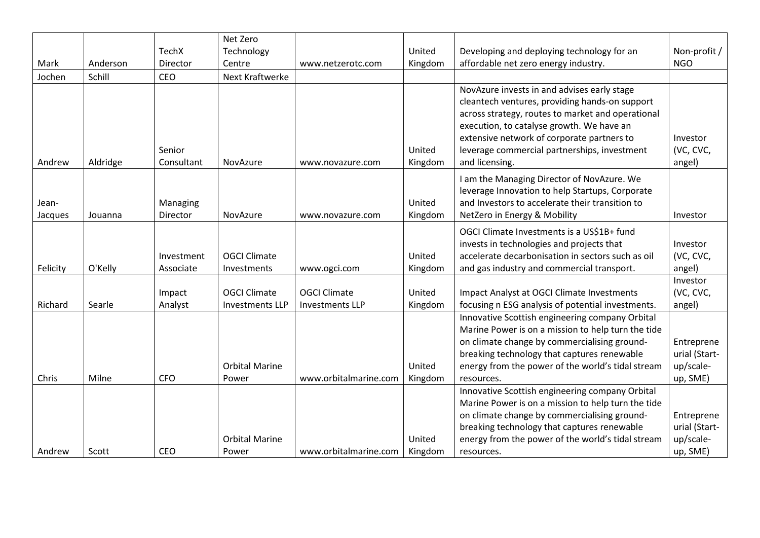| Mark | Anderson | TechX Director | Net Zero Technology Centre | www.netzerotc.com | United Kingdom | Developing and deploying technology for an affordable net zero energy industry. | Non-profit / NGO |
|---|---|---|---|---|---|---|---|
| Jochen | Schill | CEO | Next Kraftwerke | | | | |
| Andrew | Aldridge | Senior Consultant | NovAzure | www.novazure.com | United Kingdom | NovAzure invests in and advises early stage cleantech ventures, providing hands-on support across strategy, routes to market and operational execution, to catalyse growth. We have an extensive network of corporate partners to leverage commercial partnerships, investment and licensing. | Investor (VC, CVC, angel) |
| Jean-Jacques | Jouanna | Managing Director | NovAzure | www.novazure.com | United Kingdom | I am the Managing Director of NovAzure. We leverage Innovation to help Startups, Corporate and Investors to accelerate their transition to NetZero in Energy & Mobility | Investor |
| Felicity | O'Kelly | Investment Associate | OGCI Climate Investments | www.ogci.com | United Kingdom | OGCI Climate Investments is a US$1B+ fund invests in technologies and projects that accelerate decarbonisation in sectors such as oil and gas industry and commercial transport. | Investor (VC, CVC, angel) |
| Richard | Searle | Impact Analyst | OGCI Climate Investments LLP | OGCI Climate Investments LLP | United Kingdom | Impact Analyst at OGCI Climate Investments focusing n ESG analysis of potential investments. | Investor (VC, CVC, angel) |
| Chris | Milne | CFO | Orbital Marine Power | www.orbitalmarine.com | United Kingdom | Innovative Scottish engineering company Orbital Marine Power is on a mission to help turn the tide on climate change by commercialising ground-breaking technology that captures renewable energy from the power of the world's tidal stream resources. | Entrepreneurial (Start-up/scale-up, SME) |
| Andrew | Scott | CEO | Orbital Marine Power | www.orbitalmarine.com | United Kingdom | Innovative Scottish engineering company Orbital Marine Power is on a mission to help turn the tide on climate change by commercialising ground-breaking technology that captures renewable energy from the power of the world's tidal stream resources. | Entrepreneurial (Start-up/scale-up, SME) |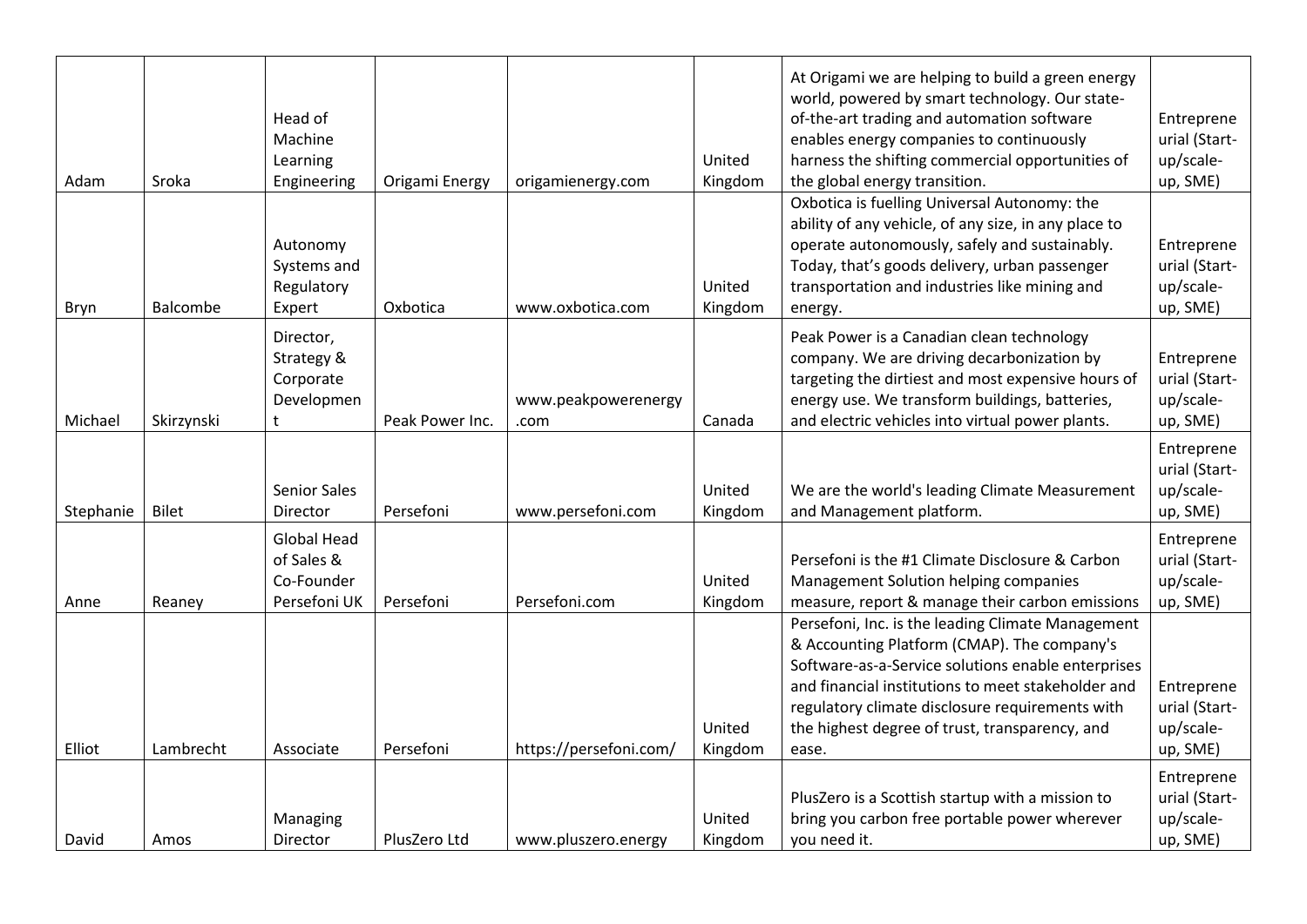| | | | | | | | |
|---|---|---|---|---|---|---|---|
| Adam | Sroka | Head of Machine Learning Engineering | Origami Energy | origamienergy.com | United Kingdom | At Origami we are helping to build a green energy world, powered by smart technology. Our state-of-the-art trading and automation software enables energy companies to continuously harness the shifting commercial opportunities of the global energy transition. | Entrepreneurial (Start-up/scale-up, SME) |
| Bryn | Balcombe | Autonomy Systems and Regulatory Expert | Oxbotica | www.oxbotica.com | United Kingdom | Oxbotica is fuelling Universal Autonomy: the ability of any vehicle, of any size, in any place to operate autonomously, safely and sustainably. Today, that's goods delivery, urban passenger transportation and industries like mining and energy. | Entrepreneurial (Start-up/scale-up, SME) |
| Michael | Skirzynski | Director, Strategy & Corporate Development | Peak Power Inc. | www.peakpowerenergy.com | Canada | Peak Power is a Canadian clean technology company. We are driving decarbonization by targeting the dirtiest and most expensive hours of energy use. We transform buildings, batteries, and electric vehicles into virtual power plants. | Entrepreneurial (Start-up/scale-up, SME) |
| Stephanie | Bilet | Senior Sales Director | Persefoni | www.persefoni.com | United Kingdom | We are the world's leading Climate Measurement and Management platform. | Entrepreneurial (Start-up/scale-up, SME) |
| Anne | Reaney | Global Head of Sales & Co-Founder Persefoni UK | Persefoni | Persefoni.com | United Kingdom | Persefoni is the #1 Climate Disclosure & Carbon Management Solution helping companies measure, report & manage their carbon emissions | Entrepreneurial (Start-up/scale-up, SME) |
| Elliot | Lambrecht | Associate | Persefoni | https://persefoni.com/ | United Kingdom | Persefoni, Inc. is the leading Climate Management & Accounting Platform (CMAP). The company's Software-as-a-Service solutions enable enterprises and financial institutions to meet stakeholder and regulatory climate disclosure requirements with the highest degree of trust, transparency, and ease. | Entrepreneurial (Start-up/scale-up, SME) |
| David | Amos | Managing Director | PlusZero Ltd | www.pluszero.energy | United Kingdom | PlusZero is a Scottish startup with a mission to bring you carbon free portable power wherever you need it. | Entrepreneurial (Start-up/scale-up, SME) |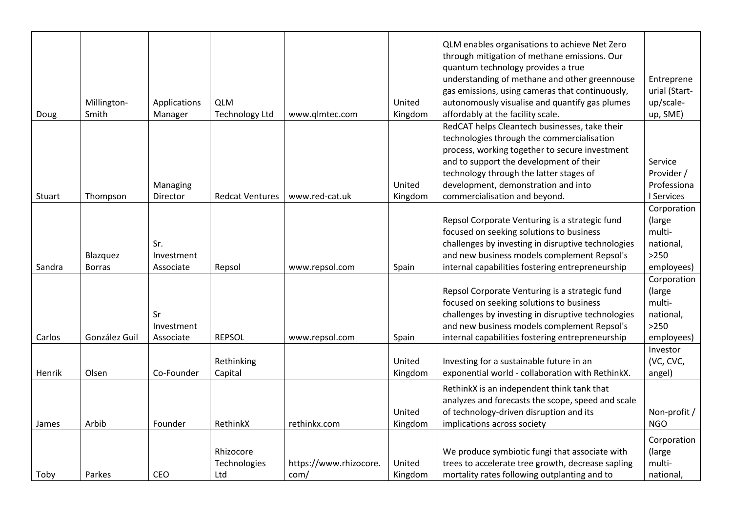| | | | | | | | |
|---|---|---|---|---|---|---|---|
| Doug | Millington-Smith | Applications Manager | QLM Technology Ltd | www.qlmtec.com | United Kingdom | QLM enables organisations to achieve Net Zero through mitigation of methane emissions. Our quantum technology provides a true understanding of methane and other greennouse gas emissions, using cameras that continuously, autonomously visualise and quantify gas plumes affordably at the facility scale. | Entrepreneurial (Start-up/scale-up, SME) |
| Stuart | Thompson | Managing Director | Redcat Ventures | www.red-cat.uk | United Kingdom | RedCAT helps Cleantech businesses, take their technologies through the commercialisation process, working together to secure investment and to support the development of their technology through the latter stages of development, demonstration and into commercialisation and beyond. | Service Provider / Professional Services |
| Sandra | Blazquez Borras | Sr. Investment Associate | Repsol | www.repsol.com | Spain | Repsol Corporate Venturing is a strategic fund focused on seeking solutions to business challenges by investing in disruptive technologies and new business models complement Repsol's internal capabilities fostering entrepreneurship | Corporation (large multi-national, >250 employees) |
| Carlos | González Guil | Sr Investment Associate | REPSOL | www.repsol.com | Spain | Repsol Corporate Venturing is a strategic fund focused on seeking solutions to business challenges by investing in disruptive technologies and new business models complement Repsol's internal capabilities fostering entrepreneurship | Corporation (large multi-national, >250 employees) |
| Henrik | Olsen | Co-Founder | Rethinking Capital | | United Kingdom | Investing for a sustainable future in an exponential world - collaboration with RethinkX. | Investor (VC, CVC, angel) |
| James | Arbib | Founder | RethinkX | rethinkx.com | United Kingdom | RethinkX is an independent think tank that analyzes and forecasts the scope, speed and scale of technology-driven disruption and its implications across society | Non-profit / NGO |
| Toby | Parkes | CEO | Rhizocore Technologies Ltd | https://www.rhizocore.com/ | United Kingdom | We produce symbiotic fungi that associate with trees to accelerate tree growth, decrease sapling mortality rates following outplanting and to | Corporation (large multi-national, |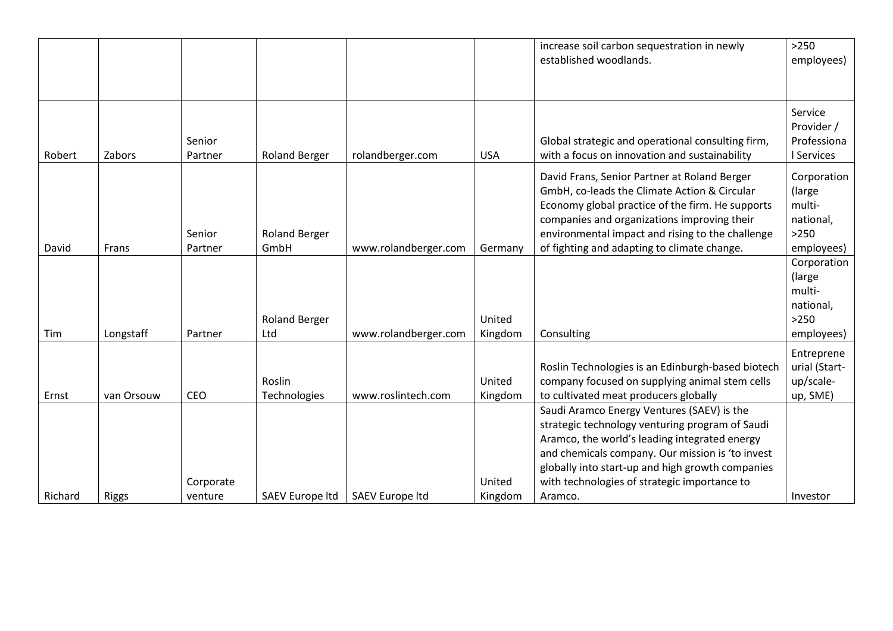| | | | | | | | |
|---|---|---|---|---|---|---|---|
| | | | | | | increase soil carbon sequestration in newly established woodlands. | >250 employees) |
| Robert | Zabors | Senior Partner | Roland Berger | rolandberger.com | USA | Global strategic and operational consulting firm, with a focus on innovation and sustainability | Service Provider / Professional Services |
| David | Frans | Senior Partner | Roland Berger GmbH | www.rolandberger.com | Germany | David Frans, Senior Partner at Roland Berger GmbH, co-leads the Climate Action & Circular Economy global practice of the firm. He supports companies and organizations improving their environmental impact and rising to the challenge of fighting and adapting to climate change. | Corporation (large multi-national, >250 employees) |
| Tim | Longstaff | Partner | Roland Berger Ltd | www.rolandberger.com | United Kingdom | Consulting | Corporation (large multi-national, >250 employees) |
| Ernst | van Orsouw | CEO | Roslin Technologies | www.roslintech.com | United Kingdom | Roslin Technologies is an Edinburgh-based biotech company focused on supplying animal stem cells to cultivated meat producers globally | Entrepreneurial (Start-up/scale-up, SME) |
| Richard | Riggs | Corporate venture | SAEV Europe ltd | SAEV Europe ltd | United Kingdom | Saudi Aramco Energy Ventures (SAEV) is the strategic technology venturing program of Saudi Aramco, the world's leading integrated energy and chemicals company. Our mission is 'to invest globally into start-up and high growth companies with technologies of strategic importance to Aramco. | Investor |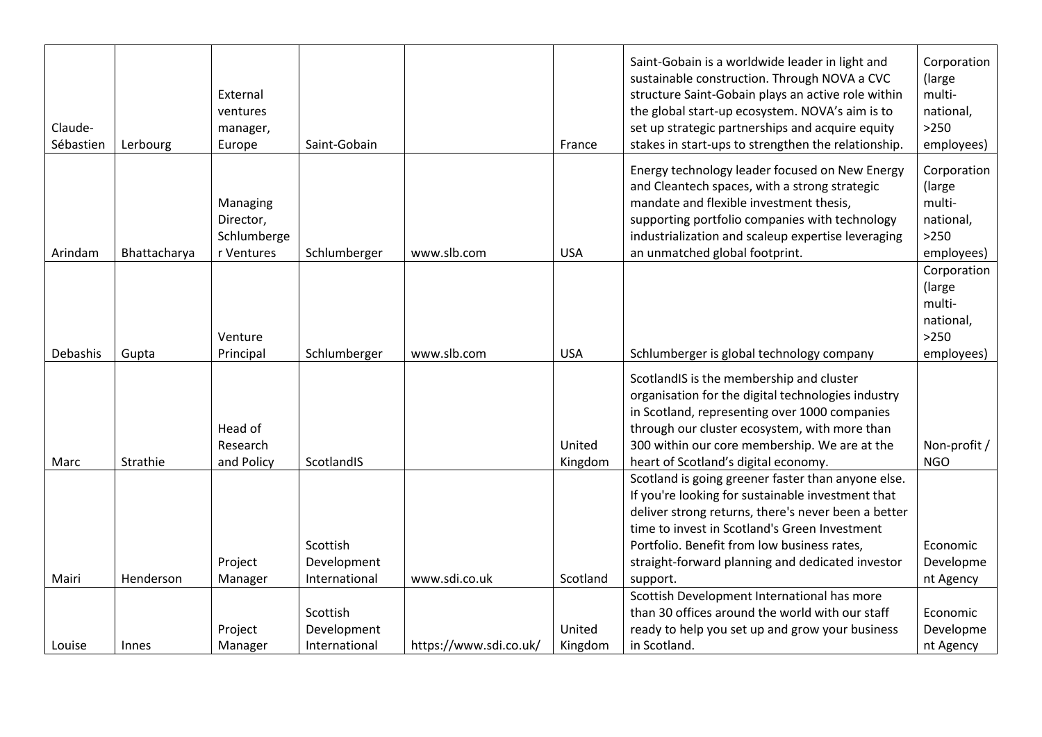| | | | | | | | |
|---|---|---|---|---|---|---|---|
| Claude-Sébastien | Lerbourg | External ventures manager, Europe | Saint-Gobain | | France | Saint-Gobain is a worldwide leader in light and sustainable construction. Through NOVA a CVC structure Saint-Gobain plays an active role within the global start-up ecosystem. NOVA's aim is to set up strategic partnerships and acquire equity stakes in start-ups to strengthen the relationship. | Corporation (large multi-national, >250 employees) |
| Arindam | Bhattacharya | Managing Director, Schlumberger Ventures | Schlumberger | www.slb.com | USA | Energy technology leader focused on New Energy and Cleantech spaces, with a strong strategic mandate and flexible investment thesis, supporting portfolio companies with technology industrialization and scaleup expertise leveraging an unmatched global footprint. | Corporation (large multi-national, >250 employees) |
| Debashis | Gupta | Venture Principal | Schlumberger | www.slb.com | USA | Schlumberger is global technology company | Corporation (large multi-national, >250 employees) |
| Marc | Strathie | Head of Research and Policy | ScotlandIS | | United Kingdom | ScotlandIS is the membership and cluster organisation for the digital technologies industry in Scotland, representing over 1000 companies through our cluster ecosystem, with more than 300 within our core membership. We are at the heart of Scotland's digital economy. | Non-profit / NGO |
| Mairi | Henderson | Project Manager | Scottish Development International | www.sdi.co.uk | Scotland | Scotland is going greener faster than anyone else. If you're looking for sustainable investment that deliver strong returns, there's never been a better time to invest in Scotland's Green Investment Portfolio. Benefit from low business rates, straight-forward planning and dedicated investor support. | Economic Development Agency |
| Louise | Innes | Project Manager | Scottish Development International | https://www.sdi.co.uk/ | United Kingdom | Scottish Development International has more than 30 offices around the world with our staff ready to help you set up and grow your business in Scotland. | Economic Development Agency |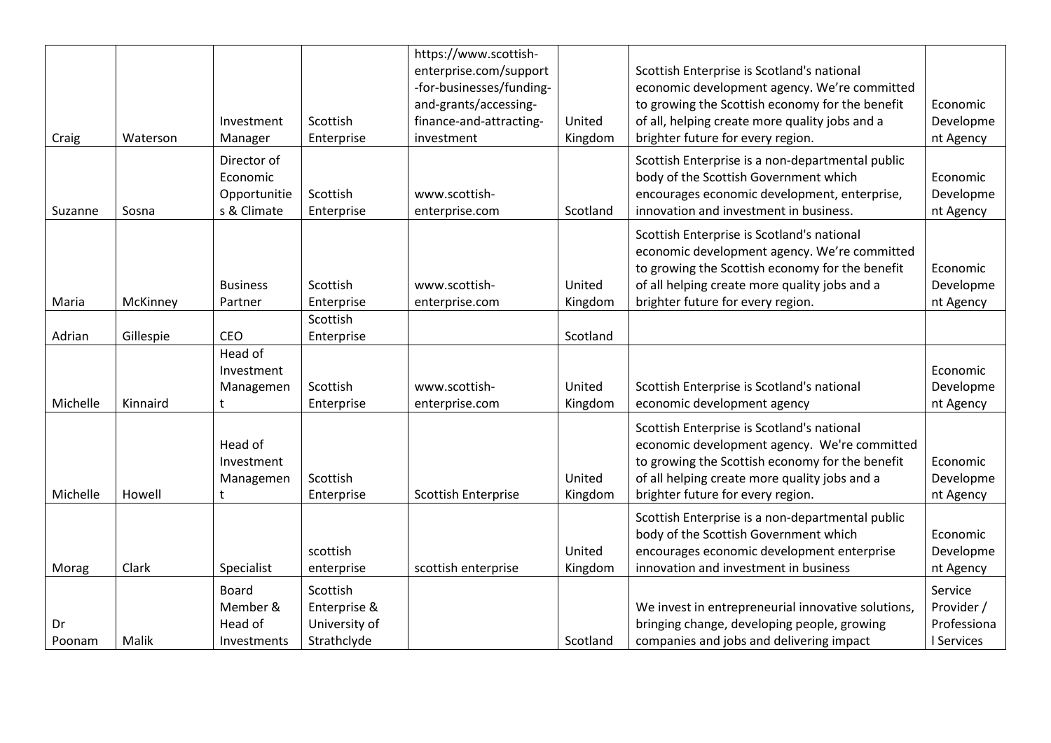| | | | | | | | |
|---|---|---|---|---|---|---|---|
| Craig | Waterson | Investment Manager | Scottish Enterprise | https://www.scottish-enterprise.com/support-for-businesses/funding-and-grants/accessing-finance-and-attracting-investment | United Kingdom | Scottish Enterprise is Scotland's national economic development agency. We're committed to growing the Scottish economy for the benefit of all, helping create more quality jobs and a brighter future for every region. | Economic Development Agency |
| Suzanne | Sosna | Director of Economic Opportunities & Climate | Scottish Enterprise | www.scottish-enterprise.com | Scotland | Scottish Enterprise is a non-departmental public body of the Scottish Government which encourages economic development, enterprise, innovation and investment in business. | Economic Development Agency |
| Maria | McKinney | Business Partner | Scottish Enterprise | www.scottish-enterprise.com | United Kingdom | Scottish Enterprise is Scotland's national economic development agency. We're committed to growing the Scottish economy for the benefit of all helping create more quality jobs and a brighter future for every region. | Economic Development Agency |
| Adrian | Gillespie | CEO | Scottish Enterprise | | Scotland | | |
| Michelle | Kinnaird | Head of Investment Management | Scottish Enterprise | www.scottish-enterprise.com | United Kingdom | Scottish Enterprise is Scotland's national economic development agency | Economic Development Agency |
| Michelle | Howell | Head of Investment Management | Scottish Enterprise | Scottish Enterprise | United Kingdom | Scottish Enterprise is Scotland's national economic development agency. We're committed to growing the Scottish economy for the benefit of all helping create more quality jobs and a brighter future for every region. | Economic Development Agency |
| Morag | Clark | Specialist | scottish enterprise | scottish enterprise | United Kingdom | Scottish Enterprise is a non-departmental public body of the Scottish Government which encourages economic development enterprise innovation and investment in business | Economic Development Agency |
| Dr Poonam | Malik | Board Member & Head of Investments | Scottish Enterprise & University of Strathclyde | | Scotland | We invest in entrepreneurial innovative solutions, bringing change, developing people, growing companies and jobs and delivering impact | Service Provider / Professional Services |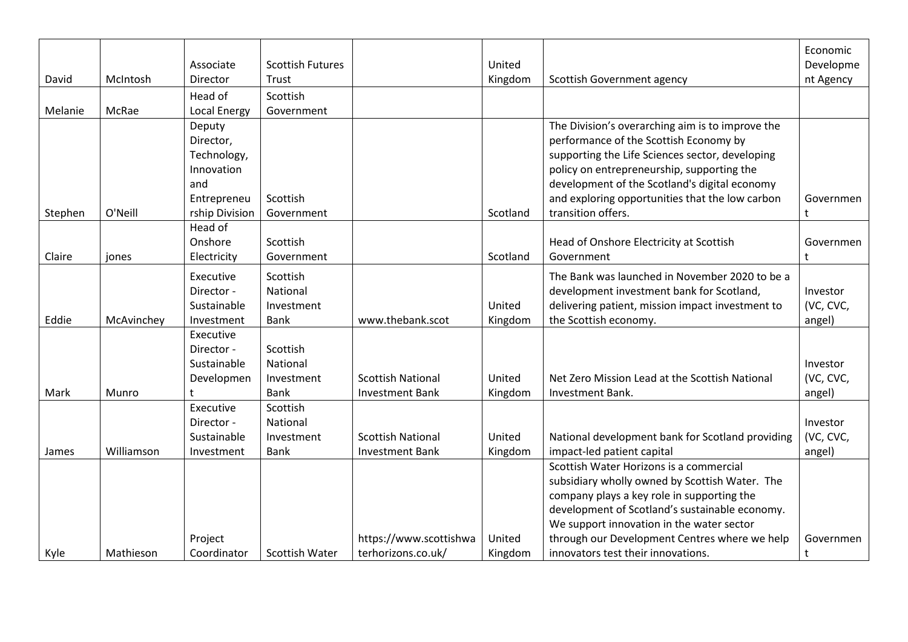| | | | | | | | |
|---|---|---|---|---|---|---|---|
| David | McIntosh | Associate Director | Scottish Futures Trust | | United Kingdom | Scottish Government agency | Economic Development Agency |
| Melanie | McRae | Head of Local Energy | Scottish Government | | | | |
| Stephen | O'Neill | Deputy Director, Technology, Innovation and Entrepreneurship Division | Scottish Government | | Scotland | The Division's overarching aim is to improve the performance of the Scottish Economy by supporting the Life Sciences sector, developing policy on entrepreneurship, supporting the development of the Scotland's digital economy and exploring opportunities that the low carbon transition offers. | Government |
| Claire | jones | Head of Onshore Electricity | Scottish Government | | Scotland | Head of Onshore Electricity at Scottish Government | Government |
| Eddie | McAvinchey | Executive Director - Sustainable Investment | Scottish National Investment Bank | www.thebank.scot | United Kingdom | The Bank was launched in November 2020 to be a development investment bank for Scotland, delivering patient, mission impact investment to the Scottish economy. | Investor (VC, CVC, angel) |
| Mark | Munro | Executive Director - Sustainable Development | Scottish National Investment Bank | Scottish National Investment Bank | United Kingdom | Net Zero Mission Lead at the Scottish National Investment Bank. | Investor (VC, CVC, angel) |
| James | Williamson | Executive Director - Sustainable Investment | Scottish National Investment Bank | Scottish National Investment Bank | United Kingdom | National development bank for Scotland providing impact-led patient capital | Investor (VC, CVC, angel) |
| Kyle | Mathieson | Project Coordinator | Scottish Water | https://www.scottishwaterhorizons.co.uk/ | United Kingdom | Scottish Water Horizons is a commercial subsidiary wholly owned by Scottish Water. The company plays a key role in supporting the development of Scotland's sustainable economy. We support innovation in the water sector through our Development Centres where we help innovators test their innovations. | Government |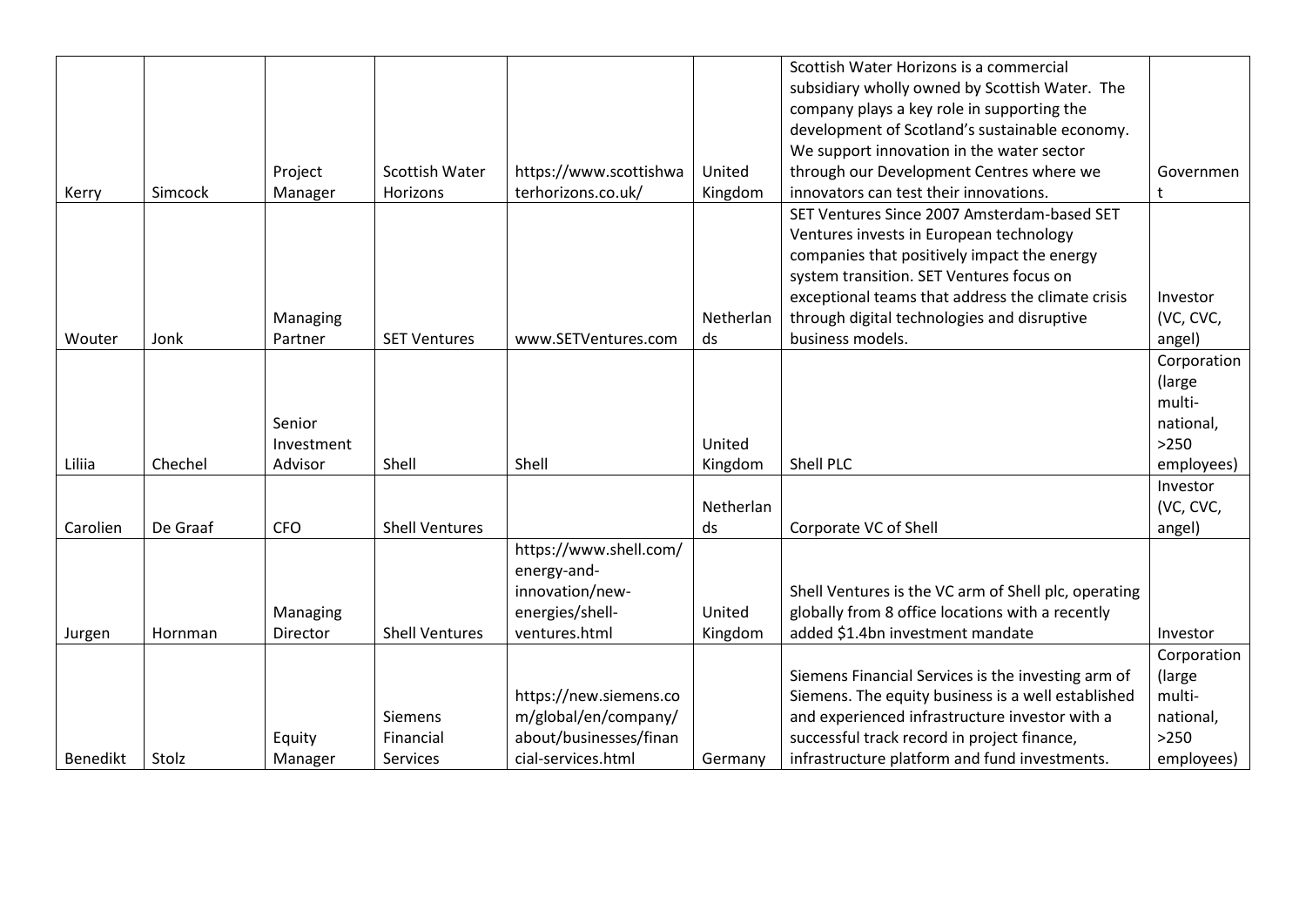| | | | | | | | |
|---|---|---|---|---|---|---|---|
| Kerry | Simcock | Project Manager | Scottish Water Horizons | https://www.scottishwaterhorizons.co.uk/ | United Kingdom | Scottish Water Horizons is a commercial subsidiary wholly owned by Scottish Water. The company plays a key role in supporting the development of Scotland's sustainable economy. We support innovation in the water sector through our Development Centres where we innovators can test their innovations. | Government |
| Wouter | Jonk | Managing Partner | SET Ventures | www.SETVentures.com | Netherlands | SET Ventures Since 2007 Amsterdam-based SET Ventures invests in European technology companies that positively impact the energy system transition. SET Ventures focus on exceptional teams that address the climate crisis through digital technologies and disruptive business models. | Investor (VC, CVC, angel) |
| Liliia | Chechel | Senior Investment Advisor | Shell | Shell | United Kingdom | Shell PLC | Corporation (large multi-national, >250 employees) |
| Carolien | De Graaf | CFO | Shell Ventures | | Netherlands | Corporate VC of Shell | Investor (VC, CVC, angel) |
| Jurgen | Hornman | Managing Director | Shell Ventures | https://www.shell.com/energy-and-innovation/new-energies/shell-ventures.html | United Kingdom | Shell Ventures is the VC arm of Shell plc, operating globally from 8 office locations with a recently added $1.4bn investment mandate | Investor |
| Benedikt | Stolz | Equity Manager | Siemens Financial Services | https://new.siemens.com/global/en/company/about/businesses/financial-services.html | Germany | Siemens Financial Services is the investing arm of Siemens. The equity business is a well established and experienced infrastructure investor with a successful track record in project finance, infrastructure platform and fund investments. | Corporation (large multi-national, >250 employees) |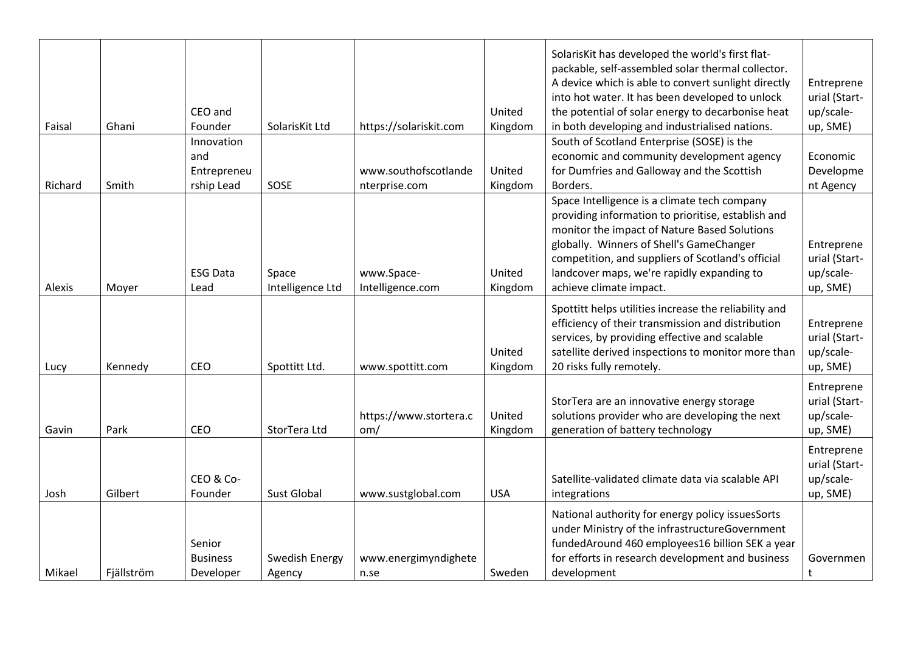| | | | | | | | |
|---|---|---|---|---|---|---|---|
| Faisal | Ghani | CEO and Founder | SolarisKit Ltd | https://solariskit.com | United Kingdom | SolarisKit has developed the world's first flat-packable, self-assembled solar thermal collector. A device which is able to convert sunlight directly into hot water. It has been developed to unlock the potential of solar energy to decarbonise heat in both developing and industrialised nations. | Entrepreneurial (Start-up/scale-up, SME) |
| Richard | Smith | Innovation and Entrepreneurship Lead | SOSE | www.southofscotlandenterprise.com | United Kingdom | South of Scotland Enterprise (SOSE) is the economic and community development agency for Dumfries and Galloway and the Scottish Borders. | Economic Development Agency |
| Alexis | Moyer | ESG Data Lead | Space Intelligence Ltd | www.Space-Intelligence.com | United Kingdom | Space Intelligence is a climate tech company providing information to prioritise, establish and monitor the impact of Nature Based Solutions globally. Winners of Shell's GameChanger competition, and suppliers of Scotland's official landcover maps, we're rapidly expanding to achieve climate impact. | Entrepreneurial (Start-up/scale-up, SME) |
| Lucy | Kennedy | CEO | Spottitt Ltd. | www.spottitt.com | United Kingdom | Spottitt helps utilities increase the reliability and efficiency of their transmission and distribution services, by providing effective and scalable satellite derived inspections to monitor more than 20 risks fully remotely. | Entrepreneurial (Start-up/scale-up, SME) |
| Gavin | Park | CEO | StorTera Ltd | https://www.stortera.com/ | United Kingdom | StorTera are an innovative energy storage solutions provider who are developing the next generation of battery technology | Entrepreneurial (Start-up/scale-up, SME) |
| Josh | Gilbert | CEO & Co-Founder | Sust Global | www.sustglobal.com | USA | Satellite-validated climate data via scalable API integrations | Entrepreneurial (Start-up/scale-up, SME) |
| Mikael | Fjällström | Senior Business Developer | Swedish Energy Agency | www.energimyndigheten.se | Sweden | National authority for energy policy issuesSorts under Ministry of the infrastructureGovernment fundedAround 460 employees16 billion SEK a year for efforts in research development and business development | Government |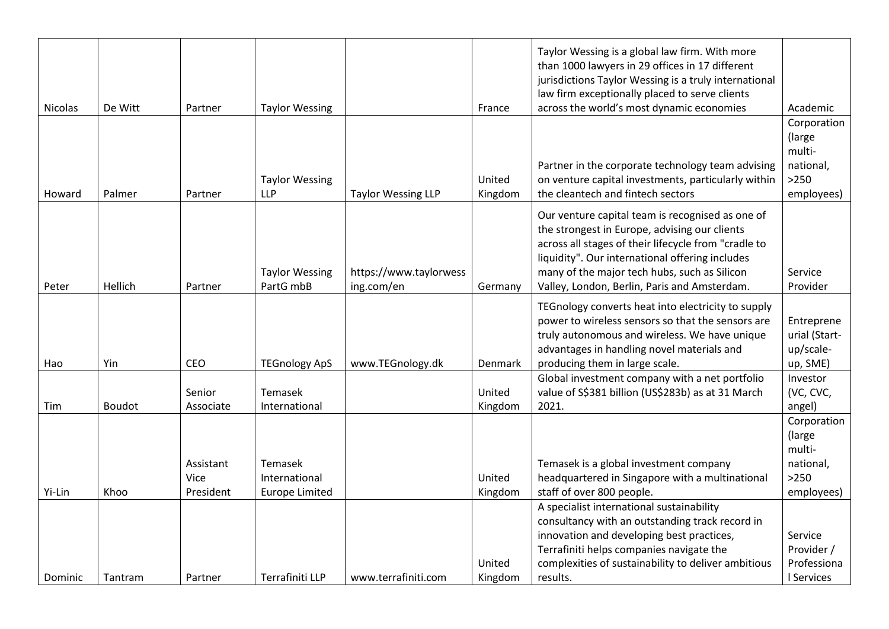| | | | | | | | |
|---|---|---|---|---|---|---|---|
| Nicolas | De Witt | Partner | Taylor Wessing | | France | Taylor Wessing is a global law firm. With more than 1000 lawyers in 29 offices in 17 different jurisdictions Taylor Wessing is a truly international law firm exceptionally placed to serve clients across the world's most dynamic economies | Academic |
| Howard | Palmer | Partner | Taylor Wessing LLP | Taylor Wessing LLP | United Kingdom | Partner in the corporate technology team advising on venture capital investments, particularly within the cleantech and fintech sectors | Corporation (large multi-national, >250 employees) |
| Peter | Hellich | Partner | Taylor Wessing PartG mbB | https://www.taylorwessing.com/en | Germany | Our venture capital team is recognised as one of the strongest in Europe, advising our clients across all stages of their lifecycle from "cradle to liquidity". Our international offering includes many of the major tech hubs, such as Silicon Valley, London, Berlin, Paris and Amsterdam. | Service Provider |
| Hao | Yin | CEO | TEGnology ApS | www.TEGnology.dk | Denmark | TEGnology converts heat into electricity to supply power to wireless sensors so that the sensors are truly autonomous and wireless. We have unique advantages in handling novel materials and producing them in large scale. | Entrepreneurial (Start-up/scale-up, SME) |
| Tim | Boudot | Senior Associate | Temasek International | | United Kingdom | Global investment company with a net portfolio value of S$381 billion (US$283b) as at 31 March 2021. | Investor (VC, CVC, angel) |
| Yi-Lin | Khoo | Assistant Vice President | Temasek International Europe Limited | | United Kingdom | Temasek is a global investment company headquartered in Singapore with a multinational staff of over 800 people. | Corporation (large multi-national, >250 employees) |
| Dominic | Tantram | Partner | Terrafiniti LLP | www.terrafiniti.com | United Kingdom | A specialist international sustainability consultancy with an outstanding track record in innovation and developing best practices, Terrafiniti helps companies navigate the complexities of sustainability to deliver ambitious results. | Service Provider / Professional Services |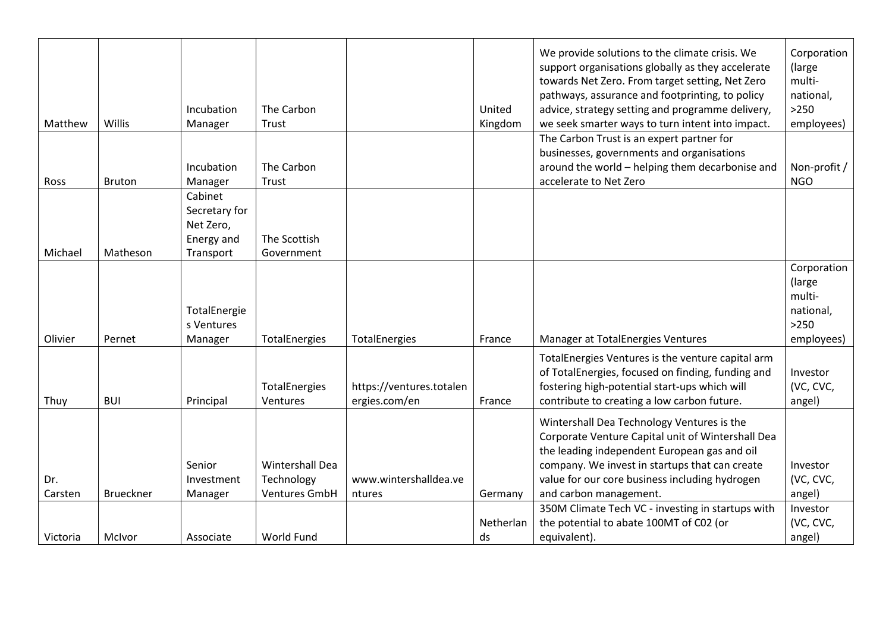| | | | | | | | |
|---|---|---|---|---|---|---|---|
| Matthew | Willis | Incubation Manager | The Carbon Trust | | United Kingdom | We provide solutions to the climate crisis. We support organisations globally as they accelerate towards Net Zero. From target setting, Net Zero pathways, assurance and footprinting, to policy advice, strategy setting and programme delivery, we seek smarter ways to turn intent into impact. | Corporation (large multi-national, >250 employees) |
| Ross | Bruton | Incubation Manager | The Carbon Trust | | | The Carbon Trust is an expert partner for businesses, governments and organisations around the world – helping them decarbonise and accelerate to Net Zero | Non-profit / NGO |
| Michael | Matheson | Cabinet Secretary for Net Zero, Energy and Transport | The Scottish Government | | | | |
| Olivier | Pernet | TotalEnergies Ventures Manager | TotalEnergies | TotalEnergies | France | Manager at TotalEnergies Ventures | Corporation (large multi-national, >250 employees) |
| Thuy | BUI | Principal | TotalEnergies Ventures | https://ventures.totalenergies.com/en | France | TotalEnergies Ventures is the venture capital arm of TotalEnergies, focused on finding, funding and fostering high-potential start-ups which will contribute to creating a low carbon future. | Investor (VC, CVC, angel) |
| Dr. Carsten | Brueckner | Senior Investment Manager | Wintershall Dea Technology Ventures GmbH | www.wintershalldea.ventures | Germany | Wintershall Dea Technology Ventures is the Corporate Venture Capital unit of Wintershall Dea the leading independent European gas and oil company. We invest in startups that can create value for our core business including hydrogen and carbon management. | Investor (VC, CVC, angel) |
| Victoria | McIvor | Associate | World Fund | | Netherlands | 350M Climate Tech VC - investing in startups with the potential to abate 100MT of C02 (or equivalent). | Investor (VC, CVC, angel) |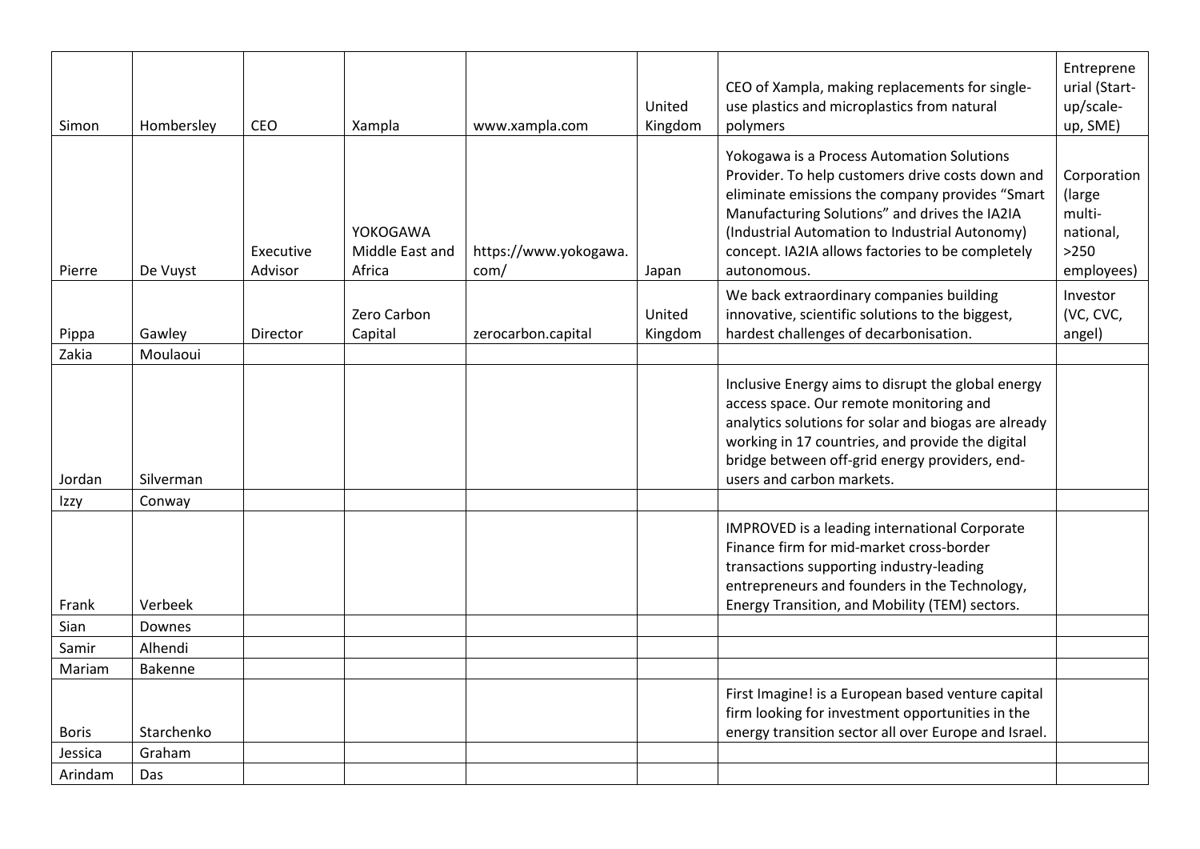| | | | | | | | |
|---|---|---|---|---|---|---|---|
| Simon | Hombersley | CEO | Xampla | www.xampla.com | United Kingdom | CEO of Xampla, making replacements for single-use plastics and microplastics from natural polymers | Entrepreneurial (Start-up/scale-up, SME) |
| Pierre | De Vuyst | Executive Advisor | YOKOGAWA Middle East and Africa | https://www.yokogawa.com/ | Japan | Yokogawa is a Process Automation Solutions Provider. To help customers drive costs down and eliminate emissions the company provides "Smart Manufacturing Solutions" and drives the IA2IA (Industrial Automation to Industrial Autonomy) concept. IA2IA allows factories to be completely autonomous. | Corporation (large multi-national, >250 employees) |
| Pippa | Gawley | Director | Zero Carbon Capital | zerocarbon.capital | United Kingdom | We back extraordinary companies building innovative, scientific solutions to the biggest, hardest challenges of decarbonisation. | Investor (VC, CVC, angel) |
| Zakia | Moulaoui | | | | | | |
| Jordan | Silverman | | | | | Inclusive Energy aims to disrupt the global energy access space. Our remote monitoring and analytics solutions for solar and biogas are already working in 17 countries, and provide the digital bridge between off-grid energy providers, end-users and carbon markets. | |
| Izzy | Conway | | | | | | |
| Frank | Verbeek | | | | | IMPROVED is a leading international Corporate Finance firm for mid-market cross-border transactions supporting industry-leading entrepreneurs and founders in the Technology, Energy Transition, and Mobility (TEM) sectors. | |
| Sian | Downes | | | | | | |
| Samir | Alhendi | | | | | | |
| Mariam | Bakenne | | | | | | |
| Boris | Starchenko | | | | | First Imagine! is a European based venture capital firm looking for investment opportunities in the energy transition sector all over Europe and Israel. | |
| Jessica | Graham | | | | | | |
| Arindam | Das | | | | | | |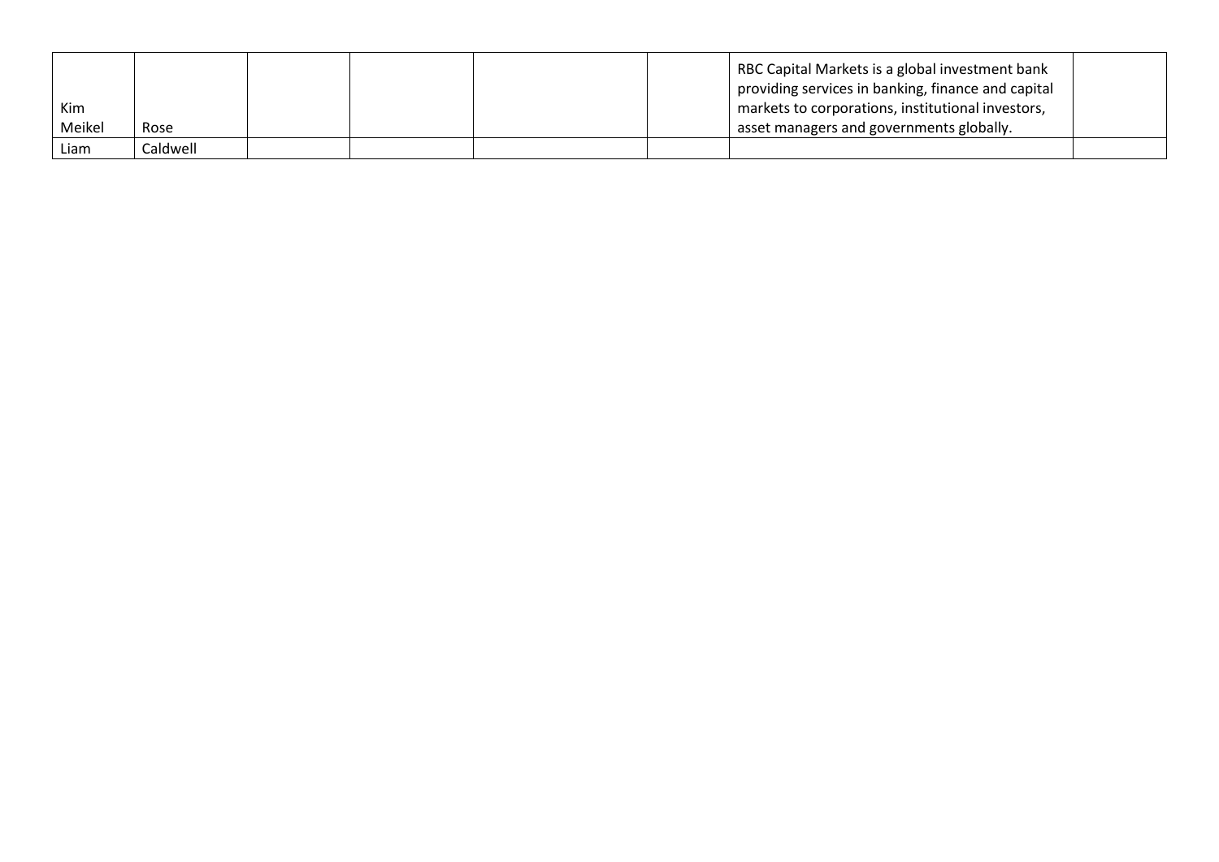| | | | | | | | |
|---|---|---|---|---|---|---|---|
| Kim Meikel | Rose | | | | | RBC Capital Markets is a global investment bank providing services in banking, finance and capital markets to corporations, institutional investors, asset managers and governments globally. | |
| Liam | Caldwell | | | | | | |